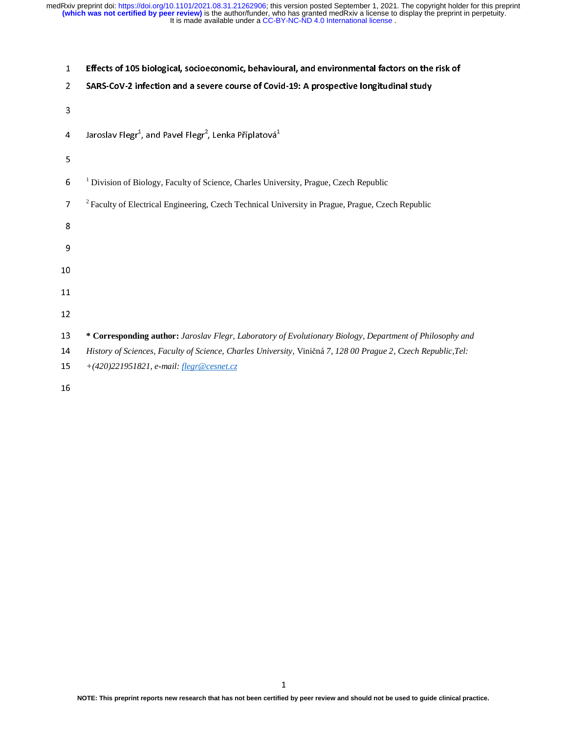# Effects of 105 biological, socioeconomic, behavioural, and environmental factors on the risk of SARS-CoV-2 infection and a severe course of Covid-19: A prospective longitudinal study

Jaroslav Flegr[1], and Pavel Flegr[2], Lenka Příplatová[1]

[1] Division of Biology, Faculty of Science, Charles University, Prague, Czech Republic

[2] Faculty of Electrical Engineering, Czech Technical University in Prague, Prague, Czech Republic

**\* Corresponding author:** *Jaroslav Flegr, Laboratory of Evolutionary Biology, Department of Philosophy and History of Sciences, Faculty of Science, Charles University,* Viničná *7, 128 00 Prague 2, Czech Republic,Tel: +(420)221951821, e-mail: flegr@cesnet.cz*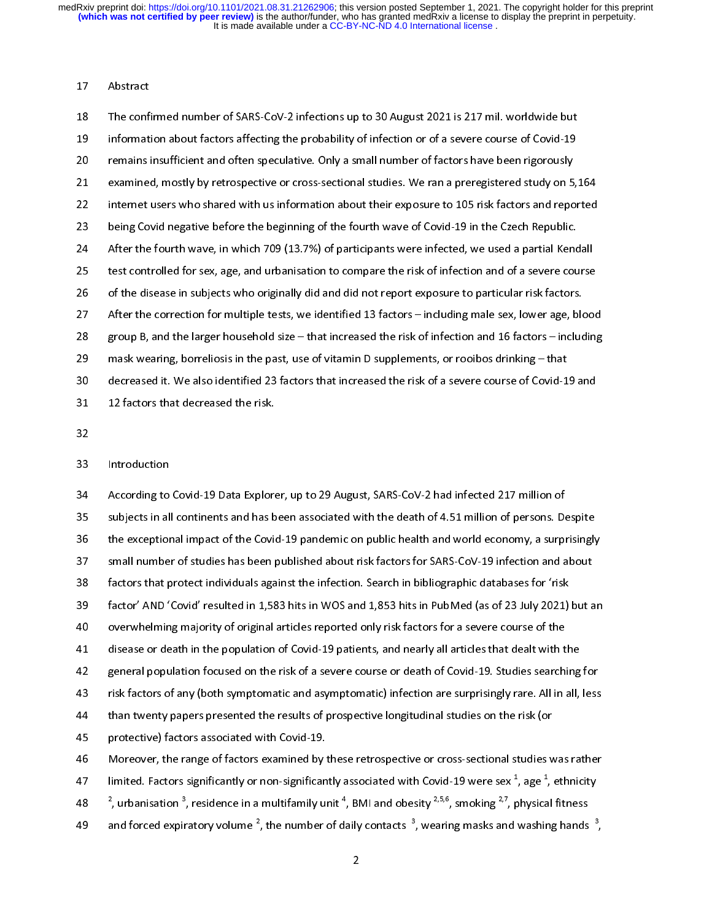## Abstract

The confirmed number of SARS-CoV-2 infections up to 30 August 2021 is 217 mil. worldwide but information about factors affecting the probability of infection or of a severe course of Covid-19 remains insufficient and often speculative. Only a small number of factors have been rigorously examined, mostly by retrospective or cross-sectional studies. We ran a preregistered study on 5,164 internet users who shared with us information about their exposure to 105 risk factors and reported being Covid negative before the beginning of the fourth wave of Covid-19 in the Czech Republic. After the fourth wave, in which 709 (13.7%) of participants were infected, we used a partial Kendall test controlled for sex, age, and urbanisation to compare the risk of infection and of a severe course of the disease in subjects who originally did and did not report exposure to particular risk factors. After the correction for multiple tests, we identified 13 factors – including male sex, lower age, blood group B, and the larger household size – that increased the risk of infection and 16 factors – including mask wearing, borreliosis in the past, use of vitamin D supplements, or rooibos drinking – that decreased it. We also identified 23 factors that increased the risk of a severe course of Covid-19 and 12 factors that decreased the risk.

## Introduction

According to Covid-19 Data Explorer, up to 29 August, SARS-CoV-2 had infected 217 million of subjects in all continents and has been associated with the death of 4.51 million of persons. Despite the exceptional impact of the Covid-19 pandemic on public health and world economy, a surprisingly small number of studies has been published about risk factors for SARS-CoV-19 infection and about factors that protect individuals against the infection. Search in bibliographic databases for 'risk factor' AND 'Covid' resulted in 1,583 hits in WOS and 1,853 hits in PubMed (as of 23 July 2021) but an overwhelming majority of original articles reported only risk factors for a severe course of the disease or death in the population of Covid-19 patients, and nearly all articles that dealt with the general population focused on the risk of a severe course or death of Covid-19. Studies searching for risk factors of any (both symptomatic and asymptomatic) infection are surprisingly rare. All in all, less than twenty papers presented the results of prospective longitudinal studies on the risk (or protective) factors associated with Covid-19.

Moreover, the range of factors examined by these retrospective or cross-sectional studies was rather limited. Factors significantly or non-significantly associated with Covid-19 were sex [1], age [1], ethnicity [2], urbanisation [3], residence in a multifamily unit [4], BMI and obesity [2,5,6], smoking [2,7], physical fitness and forced expiratory volume [2], the number of daily contacts [3], wearing masks and washing hands [3],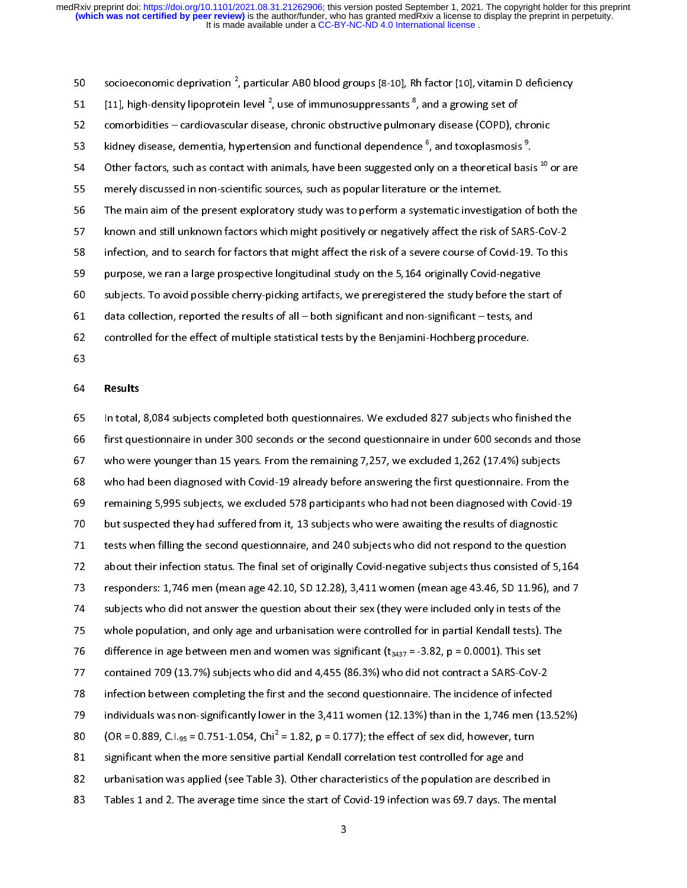socioeconomic deprivation [2], particular AB0 blood groups [8-10], Rh factor [10], vitamin D deficiency [11], high-density lipoprotein level [2], use of immunosuppressants [8], and a growing set of comorbidities – cardiovascular disease, chronic obstructive pulmonary disease (COPD), chronic kidney disease, dementia, hypertension and functional dependence [6], and toxoplasmosis [9]. Other factors, such as contact with animals, have been suggested only on a theoretical basis [10] or are merely discussed in non-scientific sources, such as popular literature or the internet.

The main aim of the present exploratory study was to perform a systematic investigation of both the known and still unknown factors which might positively or negatively affect the risk of SARS-CoV-2 infection, and to search for factors that might affect the risk of a severe course of Covid-19. To this purpose, we ran a large prospective longitudinal study on the 5,164 originally Covid-negative subjects. To avoid possible cherry-picking artifacts, we preregistered the study before the start of data collection, reported the results of all – both significant and non-significant – tests, and controlled for the effect of multiple statistical tests by the Benjamini-Hochberg procedure.

## Results

In total, 8,084 subjects completed both questionnaires. We excluded 827 subjects who finished the first questionnaire in under 300 seconds or the second questionnaire in under 600 seconds and those who were younger than 15 years. From the remaining 7,257, we excluded 1,262 (17.4%) subjects who had been diagnosed with Covid-19 already before answering the first questionnaire. From the remaining 5,995 subjects, we excluded 578 participants who had not been diagnosed with Covid-19 but suspected they had suffered from it, 13 subjects who were awaiting the results of diagnostic tests when filling the second questionnaire, and 240 subjects who did not respond to the question about their infection status. The final set of originally Covid-negative subjects thus consisted of 5,164 responders: 1,746 men (mean age 42.10, SD 12.28), 3,411 women (mean age 43.46, SD 11.96), and 7 subjects who did not answer the question about their sex (they were included only in tests of the whole population, and only age and urbanisation were controlled for in partial Kendall tests). The difference in age between men and women was significant ($t_{3437} = -3.82$, $p = 0.0001$). This set contained 709 (13.7%) subjects who did and 4,455 (86.3%) who did not contract a SARS-CoV-2 infection between completing the first and the second questionnaire. The incidence of infected individuals was non-significantly lower in the 3,411 women (12.13%) than in the 1,746 men (13.52%) (OR = 0.889, $C.I._{95}$ = 0.751-1.054, $Chi^2 = 1.82$, $p = 0.177$); the effect of sex did, however, turn significant when the more sensitive partial Kendall correlation test controlled for age and urbanisation was applied (see Table 3). Other characteristics of the population are described in Tables 1 and 2. The average time since the start of Covid-19 infection was 69.7 days. The mental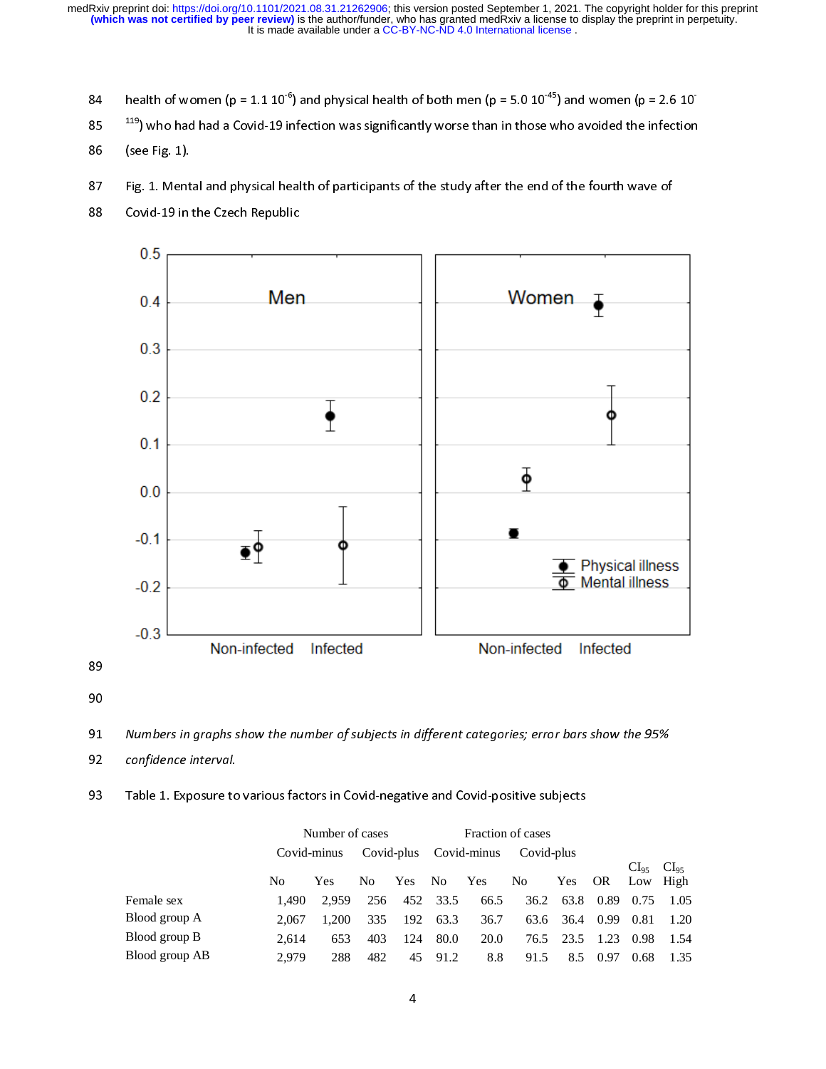health of women ($p = 1.1\ 10^{-6}$) and physical health of both men ($p = 5.0\ 10^{-45}$) and women ($p = 2.6\ 10^{-119}$) who had had a Covid-19 infection was significantly worse than in those who avoided the infection (see Fig. 1).

Fig. 1. Mental and physical health of participants of the study after the end of the fourth wave of Covid-19 in the Czech Republic

*Numbers in graphs show the number of subjects in different categories; error bars show the 95% confidence interval.*

Table 1. Exposure to various factors in Covid-negative and Covid-positive subjects

| | Number of cases | | | | Fraction of cases | | | | | | |
|---|---|---|---|---|---|---|---|---|---|---|---|
| | Covid-minus | | Covid-plus | | Covid-minus | | Covid-plus | | | | |
| | No | Yes | No | Yes | No | Yes | No | Yes | OR | $CI_{95}$ Low | $CI_{95}$ High |
| Female sex | 1,490 | 2,959 | 256 | 452 | 33.5 | 66.5 | 36.2 | 63.8 | 0.89 | 0.75 | 1.05 |
| Blood group A | 2,067 | 1,200 | 335 | 192 | 63.3 | 36.7 | 63.6 | 36.4 | 0.99 | 0.81 | 1.20 |
| Blood group B | 2,614 | 653 | 403 | 124 | 80.0 | 20.0 | 76.5 | 23.5 | 1.23 | 0.98 | 1.54 |
| Blood group AB | 2,979 | 288 | 482 | 45 | 91.2 | 8.8 | 91.5 | 8.5 | 0.97 | 0.68 | 1.35 |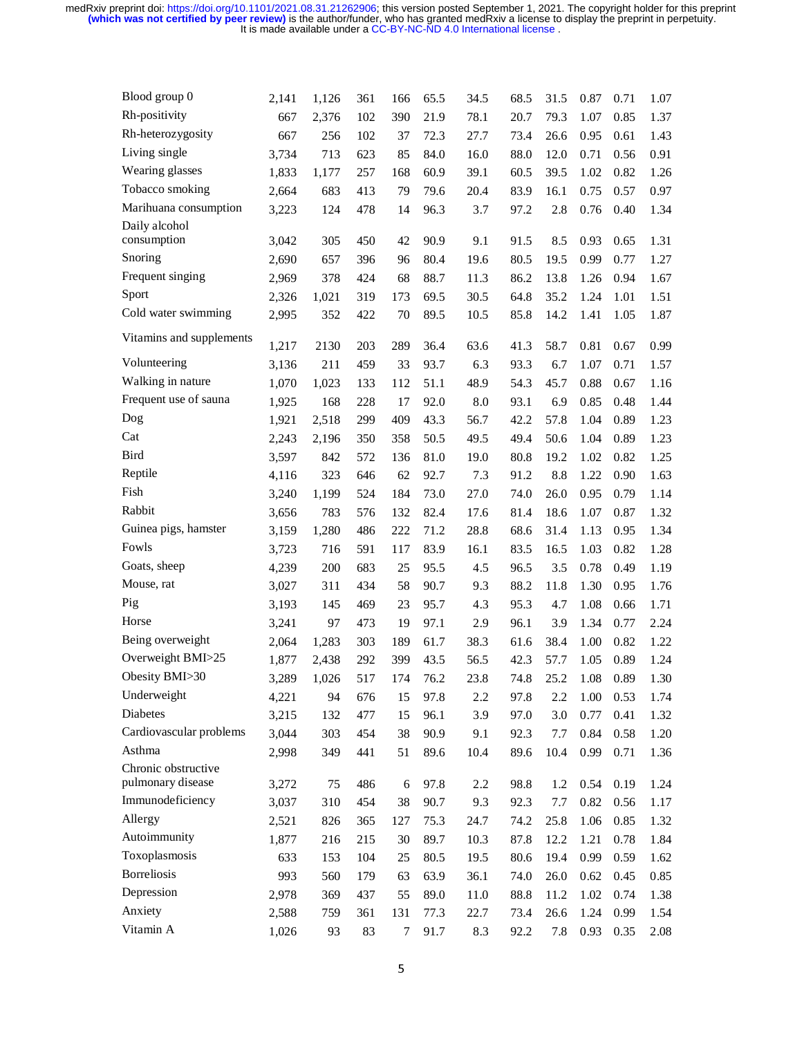| | | | | | | | | | | | |
|---|---|---|---|---|---|---|---|---|---|---|---|
| Blood group 0 | 2,141 | 1,126 | 361 | 166 | 65.5 | 34.5 | 68.5 | 31.5 | 0.87 | 0.71 | 1.07 |
| Rh-positivity | 667 | 2,376 | 102 | 390 | 21.9 | 78.1 | 20.7 | 79.3 | 1.07 | 0.85 | 1.37 |
| Rh-heterozygosity | 667 | 256 | 102 | 37 | 72.3 | 27.7 | 73.4 | 26.6 | 0.95 | 0.61 | 1.43 |
| Living single | 3,734 | 713 | 623 | 85 | 84.0 | 16.0 | 88.0 | 12.0 | 0.71 | 0.56 | 0.91 |
| Wearing glasses | 1,833 | 1,177 | 257 | 168 | 60.9 | 39.1 | 60.5 | 39.5 | 1.02 | 0.82 | 1.26 |
| Tobacco smoking | 2,664 | 683 | 413 | 79 | 79.6 | 20.4 | 83.9 | 16.1 | 0.75 | 0.57 | 0.97 |
| Marihuana consumption | 3,223 | 124 | 478 | 14 | 96.3 | 3.7 | 97.2 | 2.8 | 0.76 | 0.40 | 1.34 |
| Daily alcohol consumption | 3,042 | 305 | 450 | 42 | 90.9 | 9.1 | 91.5 | 8.5 | 0.93 | 0.65 | 1.31 |
| Snoring | 2,690 | 657 | 396 | 96 | 80.4 | 19.6 | 80.5 | 19.5 | 0.99 | 0.77 | 1.27 |
| Frequent singing | 2,969 | 378 | 424 | 68 | 88.7 | 11.3 | 86.2 | 13.8 | 1.26 | 0.94 | 1.67 |
| Sport | 2,326 | 1,021 | 319 | 173 | 69.5 | 30.5 | 64.8 | 35.2 | 1.24 | 1.01 | 1.51 |
| Cold water swimming | 2,995 | 352 | 422 | 70 | 89.5 | 10.5 | 85.8 | 14.2 | 1.41 | 1.05 | 1.87 |
| Vitamins and supplements | 1,217 | 2130 | 203 | 289 | 36.4 | 63.6 | 41.3 | 58.7 | 0.81 | 0.67 | 0.99 |
| Volunteering | 3,136 | 211 | 459 | 33 | 93.7 | 6.3 | 93.3 | 6.7 | 1.07 | 0.71 | 1.57 |
| Walking in nature | 1,070 | 1,023 | 133 | 112 | 51.1 | 48.9 | 54.3 | 45.7 | 0.88 | 0.67 | 1.16 |
| Frequent use of sauna | 1,925 | 168 | 228 | 17 | 92.0 | 8.0 | 93.1 | 6.9 | 0.85 | 0.48 | 1.44 |
| Dog | 1,921 | 2,518 | 299 | 409 | 43.3 | 56.7 | 42.2 | 57.8 | 1.04 | 0.89 | 1.23 |
| Cat | 2,243 | 2,196 | 350 | 358 | 50.5 | 49.5 | 49.4 | 50.6 | 1.04 | 0.89 | 1.23 |
| Bird | 3,597 | 842 | 572 | 136 | 81.0 | 19.0 | 80.8 | 19.2 | 1.02 | 0.82 | 1.25 |
| Reptile | 4,116 | 323 | 646 | 62 | 92.7 | 7.3 | 91.2 | 8.8 | 1.22 | 0.90 | 1.63 |
| Fish | 3,240 | 1,199 | 524 | 184 | 73.0 | 27.0 | 74.0 | 26.0 | 0.95 | 0.79 | 1.14 |
| Rabbit | 3,656 | 783 | 576 | 132 | 82.4 | 17.6 | 81.4 | 18.6 | 1.07 | 0.87 | 1.32 |
| Guinea pigs, hamster | 3,159 | 1,280 | 486 | 222 | 71.2 | 28.8 | 68.6 | 31.4 | 1.13 | 0.95 | 1.34 |
| Fowls | 3,723 | 716 | 591 | 117 | 83.9 | 16.1 | 83.5 | 16.5 | 1.03 | 0.82 | 1.28 |
| Goats, sheep | 4,239 | 200 | 683 | 25 | 95.5 | 4.5 | 96.5 | 3.5 | 0.78 | 0.49 | 1.19 |
| Mouse, rat | 3,027 | 311 | 434 | 58 | 90.7 | 9.3 | 88.2 | 11.8 | 1.30 | 0.95 | 1.76 |
| Pig | 3,193 | 145 | 469 | 23 | 95.7 | 4.3 | 95.3 | 4.7 | 1.08 | 0.66 | 1.71 |
| Horse | 3,241 | 97 | 473 | 19 | 97.1 | 2.9 | 96.1 | 3.9 | 1.34 | 0.77 | 2.24 |
| Being overweight | 2,064 | 1,283 | 303 | 189 | 61.7 | 38.3 | 61.6 | 38.4 | 1.00 | 0.82 | 1.22 |
| Overweight BMI>25 | 1,877 | 2,438 | 292 | 399 | 43.5 | 56.5 | 42.3 | 57.7 | 1.05 | 0.89 | 1.24 |
| Obesity BMI>30 | 3,289 | 1,026 | 517 | 174 | 76.2 | 23.8 | 74.8 | 25.2 | 1.08 | 0.89 | 1.30 |
| Underweight | 4,221 | 94 | 676 | 15 | 97.8 | 2.2 | 97.8 | 2.2 | 1.00 | 0.53 | 1.74 |
| Diabetes | 3,215 | 132 | 477 | 15 | 96.1 | 3.9 | 97.0 | 3.0 | 0.77 | 0.41 | 1.32 |
| Cardiovascular problems | 3,044 | 303 | 454 | 38 | 90.9 | 9.1 | 92.3 | 7.7 | 0.84 | 0.58 | 1.20 |
| Asthma | 2,998 | 349 | 441 | 51 | 89.6 | 10.4 | 89.6 | 10.4 | 0.99 | 0.71 | 1.36 |
| Chronic obstructive pulmonary disease | 3,272 | 75 | 486 | 6 | 97.8 | 2.2 | 98.8 | 1.2 | 0.54 | 0.19 | 1.24 |
| Immunodeficiency | 3,037 | 310 | 454 | 38 | 90.7 | 9.3 | 92.3 | 7.7 | 0.82 | 0.56 | 1.17 |
| Allergy | 2,521 | 826 | 365 | 127 | 75.3 | 24.7 | 74.2 | 25.8 | 1.06 | 0.85 | 1.32 |
| Autoimmunity | 1,877 | 216 | 215 | 30 | 89.7 | 10.3 | 87.8 | 12.2 | 1.21 | 0.78 | 1.84 |
| Toxoplasmosis | 633 | 153 | 104 | 25 | 80.5 | 19.5 | 80.6 | 19.4 | 0.99 | 0.59 | 1.62 |
| Borreliosis | 993 | 560 | 179 | 63 | 63.9 | 36.1 | 74.0 | 26.0 | 0.62 | 0.45 | 0.85 |
| Depression | 2,978 | 369 | 437 | 55 | 89.0 | 11.0 | 88.8 | 11.2 | 1.02 | 0.74 | 1.38 |
| Anxiety | 2,588 | 759 | 361 | 131 | 77.3 | 22.7 | 73.4 | 26.6 | 1.24 | 0.99 | 1.54 |
| Vitamin A | 1,026 | 93 | 83 | 7 | 91.7 | 8.3 | 92.2 | 7.8 | 0.93 | 0.35 | 2.08 |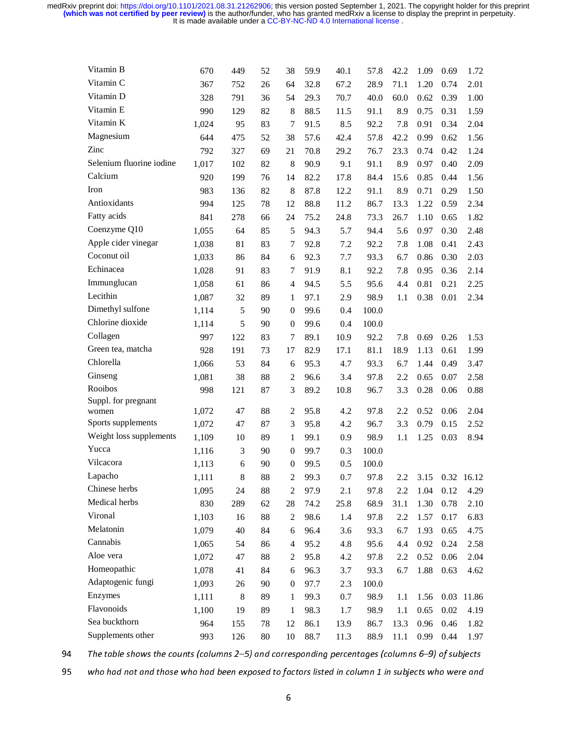| | | | | | | | | | | | |
|---|---|---|---|---|---|---|---|---|---|---|---|
| Vitamin B | 670 | 449 | 52 | 38 | 59.9 | 40.1 | 57.8 | 42.2 | 1.09 | 0.69 | 1.72 |
| Vitamin C | 367 | 752 | 26 | 64 | 32.8 | 67.2 | 28.9 | 71.1 | 1.20 | 0.74 | 2.01 |
| Vitamin D | 328 | 791 | 36 | 54 | 29.3 | 70.7 | 40.0 | 60.0 | 0.62 | 0.39 | 1.00 |
| Vitamin E | 990 | 129 | 82 | 8 | 88.5 | 11.5 | 91.1 | 8.9 | 0.75 | 0.31 | 1.59 |
| Vitamin K | 1,024 | 95 | 83 | 7 | 91.5 | 8.5 | 92.2 | 7.8 | 0.91 | 0.34 | 2.04 |
| Magnesium | 644 | 475 | 52 | 38 | 57.6 | 42.4 | 57.8 | 42.2 | 0.99 | 0.62 | 1.56 |
| Zinc | 792 | 327 | 69 | 21 | 70.8 | 29.2 | 76.7 | 23.3 | 0.74 | 0.42 | 1.24 |
| Selenium fluorine iodine | 1,017 | 102 | 82 | 8 | 90.9 | 9.1 | 91.1 | 8.9 | 0.97 | 0.40 | 2.09 |
| Calcium | 920 | 199 | 76 | 14 | 82.2 | 17.8 | 84.4 | 15.6 | 0.85 | 0.44 | 1.56 |
| Iron | 983 | 136 | 82 | 8 | 87.8 | 12.2 | 91.1 | 8.9 | 0.71 | 0.29 | 1.50 |
| Antioxidants | 994 | 125 | 78 | 12 | 88.8 | 11.2 | 86.7 | 13.3 | 1.22 | 0.59 | 2.34 |
| Fatty acids | 841 | 278 | 66 | 24 | 75.2 | 24.8 | 73.3 | 26.7 | 1.10 | 0.65 | 1.82 |
| Coenzyme Q10 | 1,055 | 64 | 85 | 5 | 94.3 | 5.7 | 94.4 | 5.6 | 0.97 | 0.30 | 2.48 |
| Apple cider vinegar | 1,038 | 81 | 83 | 7 | 92.8 | 7.2 | 92.2 | 7.8 | 1.08 | 0.41 | 2.43 |
| Coconut oil | 1,033 | 86 | 84 | 6 | 92.3 | 7.7 | 93.3 | 6.7 | 0.86 | 0.30 | 2.03 |
| Echinacea | 1,028 | 91 | 83 | 7 | 91.9 | 8.1 | 92.2 | 7.8 | 0.95 | 0.36 | 2.14 |
| Immunglucan | 1,058 | 61 | 86 | 4 | 94.5 | 5.5 | 95.6 | 4.4 | 0.81 | 0.21 | 2.25 |
| Lecithin | 1,087 | 32 | 89 | 1 | 97.1 | 2.9 | 98.9 | 1.1 | 0.38 | 0.01 | 2.34 |
| Dimethyl sulfone | 1,114 | 5 | 90 | 0 | 99.6 | 0.4 | 100.0 | | | | |
| Chlorine dioxide | 1,114 | 5 | 90 | 0 | 99.6 | 0.4 | 100.0 | | | | |
| Collagen | 997 | 122 | 83 | 7 | 89.1 | 10.9 | 92.2 | 7.8 | 0.69 | 0.26 | 1.53 |
| Green tea, matcha | 928 | 191 | 73 | 17 | 82.9 | 17.1 | 81.1 | 18.9 | 1.13 | 0.61 | 1.99 |
| Chlorella | 1,066 | 53 | 84 | 6 | 95.3 | 4.7 | 93.3 | 6.7 | 1.44 | 0.49 | 3.47 |
| Ginseng | 1,081 | 38 | 88 | 2 | 96.6 | 3.4 | 97.8 | 2.2 | 0.65 | 0.07 | 2.58 |
| Rooibos | 998 | 121 | 87 | 3 | 89.2 | 10.8 | 96.7 | 3.3 | 0.28 | 0.06 | 0.88 |
| Suppl. for pregnant women | 1,072 | 47 | 88 | 2 | 95.8 | 4.2 | 97.8 | 2.2 | 0.52 | 0.06 | 2.04 |
| Sports supplements | 1,072 | 47 | 87 | 3 | 95.8 | 4.2 | 96.7 | 3.3 | 0.79 | 0.15 | 2.52 |
| Weight loss supplements | 1,109 | 10 | 89 | 1 | 99.1 | 0.9 | 98.9 | 1.1 | 1.25 | 0.03 | 8.94 |
| Yucca | 1,116 | 3 | 90 | 0 | 99.7 | 0.3 | 100.0 | | | | |
| Vilcacora | 1,113 | 6 | 90 | 0 | 99.5 | 0.5 | 100.0 | | | | |
| Lapacho | 1,111 | 8 | 88 | 2 | 99.3 | 0.7 | 97.8 | 2.2 | 3.15 | 0.32 | 16.12 |
| Chinese herbs | 1,095 | 24 | 88 | 2 | 97.9 | 2.1 | 97.8 | 2.2 | 1.04 | 0.12 | 4.29 |
| Medical herbs | 830 | 289 | 62 | 28 | 74.2 | 25.8 | 68.9 | 31.1 | 1.30 | 0.78 | 2.10 |
| Vironal | 1,103 | 16 | 88 | 2 | 98.6 | 1.4 | 97.8 | 2.2 | 1.57 | 0.17 | 6.83 |
| Melatonin | 1,079 | 40 | 84 | 6 | 96.4 | 3.6 | 93.3 | 6.7 | 1.93 | 0.65 | 4.75 |
| Cannabis | 1,065 | 54 | 86 | 4 | 95.2 | 4.8 | 95.6 | 4.4 | 0.92 | 0.24 | 2.58 |
| Aloe vera | 1,072 | 47 | 88 | 2 | 95.8 | 4.2 | 97.8 | 2.2 | 0.52 | 0.06 | 2.04 |
| Homeopathic | 1,078 | 41 | 84 | 6 | 96.3 | 3.7 | 93.3 | 6.7 | 1.88 | 0.63 | 4.62 |
| Adaptogenic fungi | 1,093 | 26 | 90 | 0 | 97.7 | 2.3 | 100.0 | | | | |
| Enzymes | 1,111 | 8 | 89 | 1 | 99.3 | 0.7 | 98.9 | 1.1 | 1.56 | 0.03 | 11.86 |
| Flavonoids | 1,100 | 19 | 89 | 1 | 98.3 | 1.7 | 98.9 | 1.1 | 0.65 | 0.02 | 4.19 |
| Sea buckthorn | 964 | 155 | 78 | 12 | 86.1 | 13.9 | 86.7 | 13.3 | 0.96 | 0.46 | 1.82 |
| Supplements other | 993 | 126 | 80 | 10 | 88.7 | 11.3 | 88.9 | 11.1 | 0.99 | 0.44 | 1.97 |

94 *The table shows the counts (columns 2–5) and corresponding percentages (columns 6–9) of subjects*

95 *who had not and those who had been exposed to factors listed in column 1 in subjects who were and*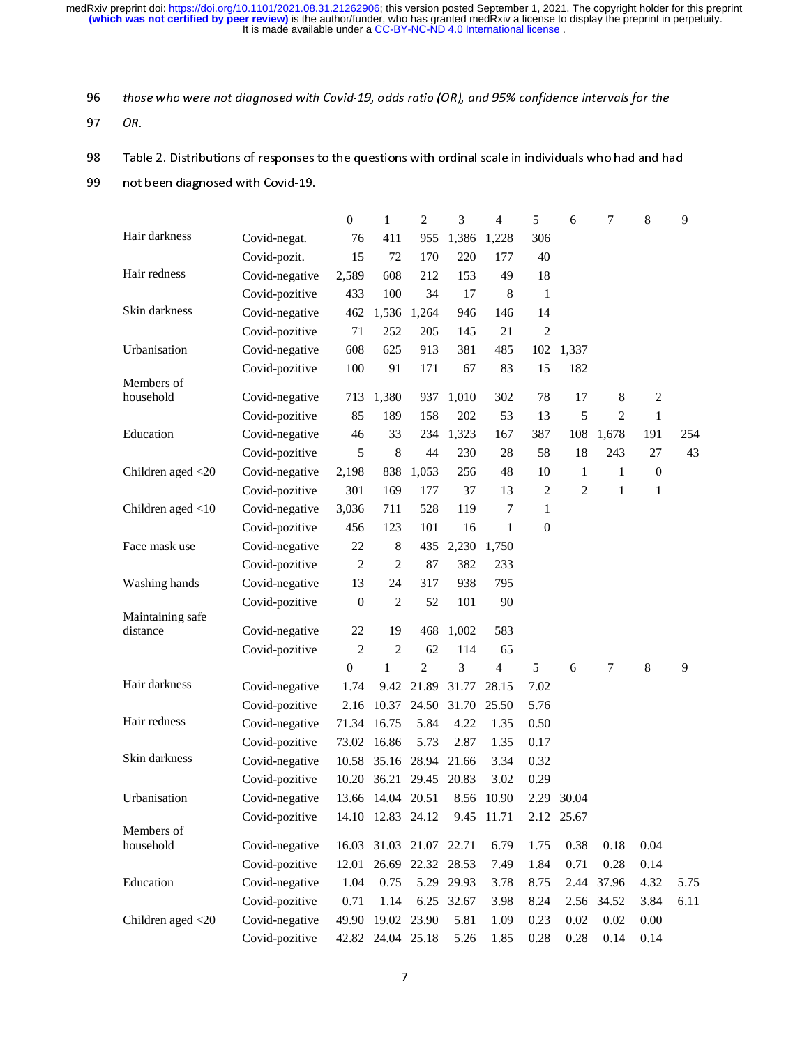those who were not diagnosed with Covid-19, odds ratio (OR), and 95% confidence intervals for the OR.

Table 2. Distributions of responses to the questions with ordinal scale in individuals who had and had not been diagnosed with Covid-19.

| | | 0 | 1 | 2 | 3 | 4 | 5 | 6 | 7 | 8 | 9 |
|---|---|---|---|---|---|---|---|---|---|---|---|
| Hair darkness | Covid-negat. | 76 | 411 | 955 | 1,386 | 1,228 | 306 | | | | |
| | Covid-pozit. | 15 | 72 | 170 | 220 | 177 | 40 | | | | |
| Hair redness | Covid-negative | 2,589 | 608 | 212 | 153 | 49 | 18 | | | | |
| | Covid-pozitive | 433 | 100 | 34 | 17 | 8 | 1 | | | | |
| Skin darkness | Covid-negative | 462 | 1,536 | 1,264 | 946 | 146 | 14 | | | | |
| | Covid-pozitive | 71 | 252 | 205 | 145 | 21 | 2 | | | | |
| Urbanisation | Covid-negative | 608 | 625 | 913 | 381 | 485 | 102 | 1,337 | | | |
| | Covid-pozitive | 100 | 91 | 171 | 67 | 83 | 15 | 182 | | | |
| Members of household | Covid-negative | 713 | 1,380 | 937 | 1,010 | 302 | 78 | 17 | 8 | 2 | |
| | Covid-pozitive | 85 | 189 | 158 | 202 | 53 | 13 | 5 | 2 | 1 | |
| Education | Covid-negative | 46 | 33 | 234 | 1,323 | 167 | 387 | 108 | 1,678 | 191 | 254 |
| | Covid-pozitive | 5 | 8 | 44 | 230 | 28 | 58 | 18 | 243 | 27 | 43 |
| Children aged <20 | Covid-negative | 2,198 | 838 | 1,053 | 256 | 48 | 10 | 1 | 1 | 0 | |
| | Covid-pozitive | 301 | 169 | 177 | 37 | 13 | 2 | 2 | 1 | 1 | |
| Children aged <10 | Covid-negative | 3,036 | 711 | 528 | 119 | 7 | 1 | | | | |
| | Covid-pozitive | 456 | 123 | 101 | 16 | 1 | 0 | | | | |
| Face mask use | Covid-negative | 22 | 8 | 435 | 2,230 | 1,750 | | | | | |
| | Covid-pozitive | 2 | 2 | 87 | 382 | 233 | | | | | |
| Washing hands | Covid-negative | 13 | 24 | 317 | 938 | 795 | | | | | |
| | Covid-pozitive | 0 | 2 | 52 | 101 | 90 | | | | | |
| Maintaining safe distance | Covid-negative | 22 | 19 | 468 | 1,002 | 583 | | | | | |
| | Covid-pozitive | 2 | 2 | 62 | 114 | 65 | | | | | |
| | | 0 | 1 | 2 | 3 | 4 | 5 | 6 | 7 | 8 | 9 |
| Hair darkness | Covid-negative | 1.74 | 9.42 | 21.89 | 31.77 | 28.15 | 7.02 | | | | |
| | Covid-pozitive | 2.16 | 10.37 | 24.50 | 31.70 | 25.50 | 5.76 | | | | |
| Hair redness | Covid-negative | 71.34 | 16.75 | 5.84 | 4.22 | 1.35 | 0.50 | | | | |
| | Covid-pozitive | 73.02 | 16.86 | 5.73 | 2.87 | 1.35 | 0.17 | | | | |
| Skin darkness | Covid-negative | 10.58 | 35.16 | 28.94 | 21.66 | 3.34 | 0.32 | | | | |
| | Covid-pozitive | 10.20 | 36.21 | 29.45 | 20.83 | 3.02 | 0.29 | | | | |
| Urbanisation | Covid-negative | 13.66 | 14.04 | 20.51 | 8.56 | 10.90 | 2.29 | 30.04 | | | |
| | Covid-pozitive | 14.10 | 12.83 | 24.12 | 9.45 | 11.71 | 2.12 | 25.67 | | | |
| Members of household | Covid-negative | 16.03 | 31.03 | 21.07 | 22.71 | 6.79 | 1.75 | 0.38 | 0.18 | 0.04 | |
| | Covid-pozitive | 12.01 | 26.69 | 22.32 | 28.53 | 7.49 | 1.84 | 0.71 | 0.28 | 0.14 | |
| Education | Covid-negative | 1.04 | 0.75 | 5.29 | 29.93 | 3.78 | 8.75 | 2.44 | 37.96 | 4.32 | 5.75 |
| | Covid-pozitive | 0.71 | 1.14 | 6.25 | 32.67 | 3.98 | 8.24 | 2.56 | 34.52 | 3.84 | 6.11 |
| Children aged <20 | Covid-negative | 49.90 | 19.02 | 23.90 | 5.81 | 1.09 | 0.23 | 0.02 | 0.02 | 0.00 | |
| | Covid-pozitive | 42.82 | 24.04 | 25.18 | 5.26 | 1.85 | 0.28 | 0.28 | 0.14 | 0.14 | |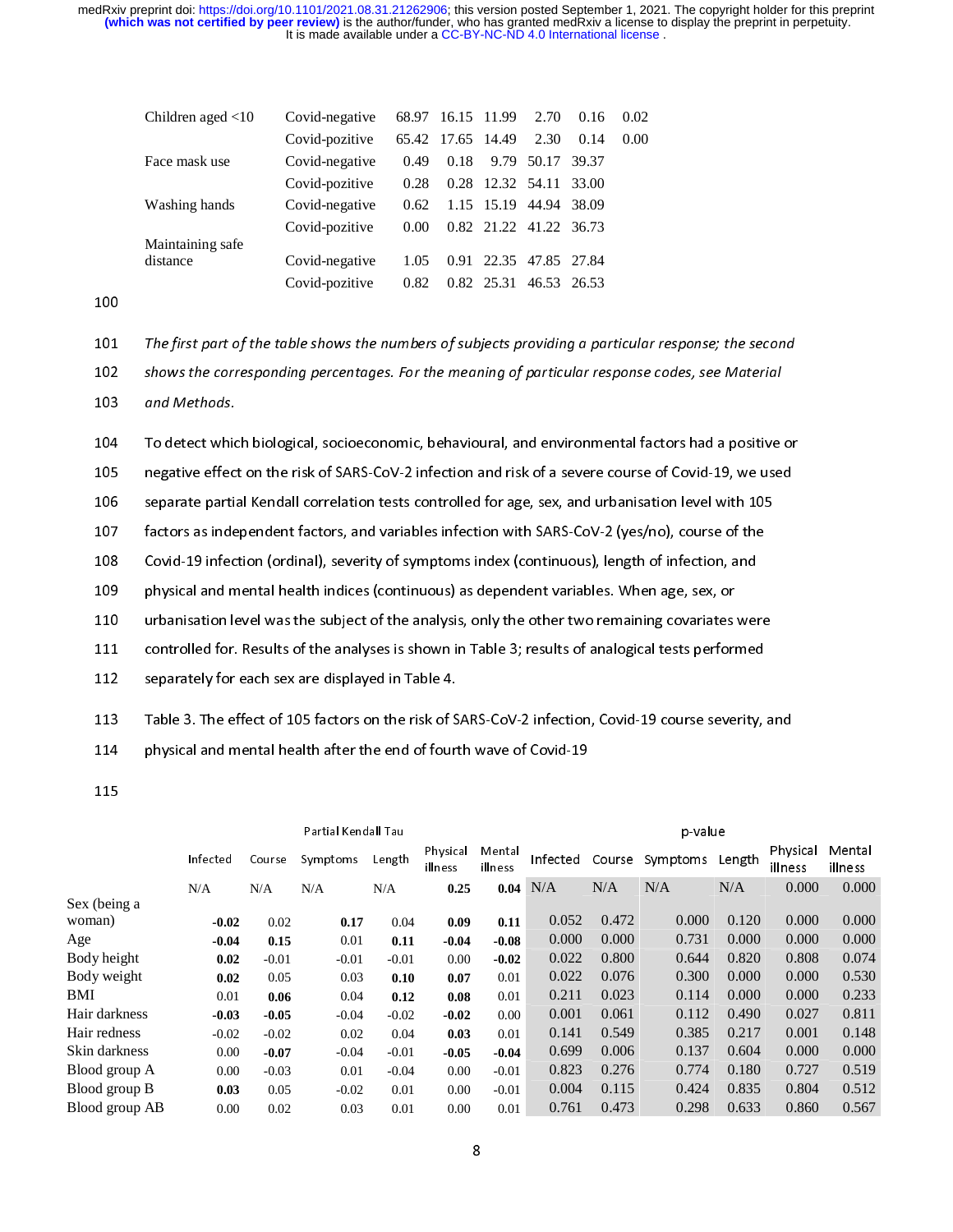| | | | | | | | |
|---|---|---|---|---|---|---|---|
| Children aged <10 | Covid-negative | 68.97 | 16.15 | 11.99 | 2.70 | 0.16 | 0.02 |
| | Covid-pozitive | 65.42 | 17.65 | 14.49 | 2.30 | 0.14 | 0.00 |
| Face mask use | Covid-negative | 0.49 | 0.18 | 9.79 | 50.17 | 39.37 | |
| | Covid-pozitive | 0.28 | 0.28 | 12.32 | 54.11 | 33.00 | |
| Washing hands | Covid-negative | 0.62 | 1.15 | 15.19 | 44.94 | 38.09 | |
| | Covid-pozitive | 0.00 | 0.82 | 21.22 | 41.22 | 36.73 | |
| Maintaining safe distance | Covid-negative | 1.05 | 0.91 | 22.35 | 47.85 | 27.84 | |
| | Covid-pozitive | 0.82 | 0.82 | 25.31 | 46.53 | 26.53 | |

*The first part of the table shows the numbers of subjects providing a particular response; the second shows the corresponding percentages. For the meaning of particular response codes, see Material and Methods.*

To detect which biological, socioeconomic, behavioural, and environmental factors had a positive or negative effect on the risk of SARS-CoV-2 infection and risk of a severe course of Covid-19, we used separate partial Kendall correlation tests controlled for age, sex, and urbanisation level with 105 factors as independent factors, and variables infection with SARS-CoV-2 (yes/no), course of the Covid-19 infection (ordinal), severity of symptoms index (continuous), length of infection, and physical and mental health indices (continuous) as dependent variables. When age, sex, or urbanisation level was the subject of the analysis, only the other two remaining covariates were controlled for. Results of the analyses is shown in Table 3; results of analogical tests performed separately for each sex are displayed in Table 4.

Table 3. The effect of 105 factors on the risk of SARS-CoV-2 infection, Covid-19 course severity, and physical and mental health after the end of fourth wave of Covid-19

| | Partial Kendall Tau | | | | | | p-value | | | | | |
|---|---|---|---|---|---|---|---|---|---|---|---|---|
| | Infected | Course | Symptoms | Length | Physical illness | Mental illness | Infected | Course | Symptoms | Length | Physical illness | Mental illness |
| | N/A | N/A | N/A | N/A | **0.25** | **0.04** | N/A | N/A | N/A | N/A | 0.000 | 0.000 |
| Sex (being a woman) | **-0.02** | 0.02 | **0.17** | 0.04 | **0.09** | **0.11** | 0.052 | 0.472 | 0.000 | 0.120 | 0.000 | 0.000 |
| Age | **-0.04** | **0.15** | 0.01 | **0.11** | **-0.04** | **-0.08** | 0.000 | 0.000 | 0.731 | 0.000 | 0.000 | 0.000 |
| Body height | **0.02** | -0.01 | -0.01 | -0.01 | 0.00 | **-0.02** | 0.022 | 0.800 | 0.644 | 0.820 | 0.808 | 0.074 |
| Body weight | **0.02** | 0.05 | 0.03 | **0.10** | **0.07** | 0.01 | 0.022 | 0.076 | 0.300 | 0.000 | 0.000 | 0.530 |
| BMI | 0.01 | **0.06** | 0.04 | **0.12** | **0.08** | 0.01 | 0.211 | 0.023 | 0.114 | 0.000 | 0.000 | 0.233 |
| Hair darkness | **-0.03** | **-0.05** | -0.04 | -0.02 | **-0.02** | 0.00 | 0.001 | 0.061 | 0.112 | 0.490 | 0.027 | 0.811 |
| Hair redness | -0.02 | -0.02 | 0.02 | 0.04 | **0.03** | 0.01 | 0.141 | 0.549 | 0.385 | 0.217 | 0.001 | 0.148 |
| Skin darkness | 0.00 | **-0.07** | -0.04 | -0.01 | **-0.05** | **-0.04** | 0.699 | 0.006 | 0.137 | 0.604 | 0.000 | 0.000 |
| Blood group A | 0.00 | -0.03 | 0.01 | -0.04 | 0.00 | -0.01 | 0.823 | 0.276 | 0.774 | 0.180 | 0.727 | 0.519 |
| Blood group B | **0.03** | 0.05 | -0.02 | 0.01 | 0.00 | -0.01 | 0.004 | 0.115 | 0.424 | 0.835 | 0.804 | 0.512 |
| Blood group AB | 0.00 | 0.02 | 0.03 | 0.01 | 0.00 | 0.01 | 0.761 | 0.473 | 0.298 | 0.633 | 0.860 | 0.567 |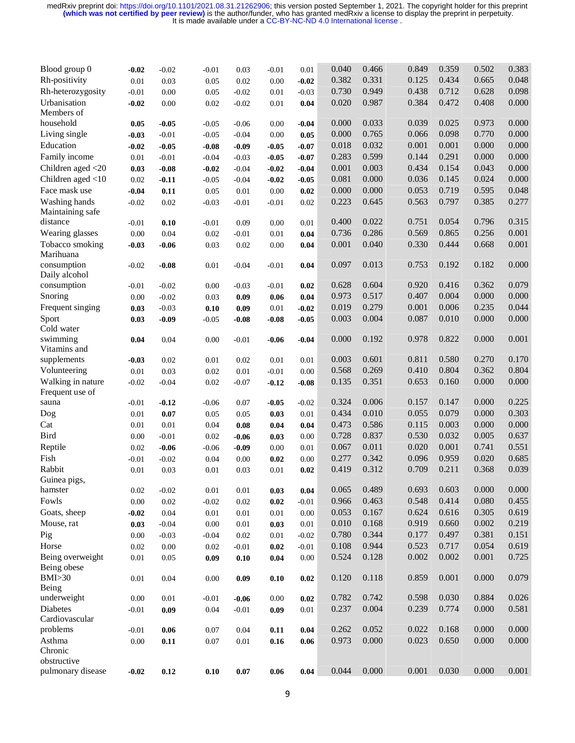| | | | | | | | | | | | | |
|---|---|---|---|---|---|---|---|---|---|---|---|---|
| Blood group 0 | **-0.02** | -0.02 | -0.01 | 0.03 | -0.01 | 0.01 | 0.040 | 0.466 | 0.849 | 0.359 | 0.502 | 0.383 |
| Rh-positivity | 0.01 | 0.03 | 0.05 | 0.02 | 0.00 | **-0.02** | 0.382 | 0.331 | 0.125 | 0.434 | 0.665 | 0.048 |
| Rh-heterozygosity | -0.01 | 0.00 | 0.05 | -0.02 | 0.01 | -0.03 | 0.730 | 0.949 | 0.438 | 0.712 | 0.628 | 0.098 |
| Urbanisation | **-0.02** | 0.00 | 0.02 | -0.02 | 0.01 | **0.04** | 0.020 | 0.987 | 0.384 | 0.472 | 0.408 | 0.000 |
| Members of household | **0.05** | **-0.05** | -0.05 | -0.06 | 0.00 | **-0.04** | 0.000 | 0.033 | 0.039 | 0.025 | 0.973 | 0.000 |
| Living single | **-0.03** | -0.01 | -0.05 | -0.04 | 0.00 | **0.05** | 0.000 | 0.765 | 0.066 | 0.098 | 0.770 | 0.000 |
| Education | **-0.02** | **-0.05** | **-0.08** | **-0.09** | **-0.05** | **-0.07** | 0.018 | 0.032 | 0.001 | 0.001 | 0.000 | 0.000 |
| Family income | 0.01 | -0.01 | -0.04 | -0.03 | **-0.05** | **-0.07** | 0.283 | 0.599 | 0.144 | 0.291 | 0.000 | 0.000 |
| Children aged <20 | **0.03** | **-0.08** | **-0.02** | -0.04 | **-0.02** | **-0.04** | 0.001 | 0.003 | 0.434 | 0.154 | 0.043 | 0.000 |
| Children aged <10 | 0.02 | **-0.11** | -0.05 | -0.04 | **-0.02** | **-0.05** | 0.081 | 0.000 | 0.036 | 0.145 | 0.024 | 0.000 |
| Face mask use | **-0.04** | **0.11** | 0.05 | 0.01 | 0.00 | **0.02** | 0.000 | 0.000 | 0.053 | 0.719 | 0.595 | 0.048 |
| Washing hands | -0.02 | 0.02 | -0.03 | -0.01 | -0.01 | 0.02 | 0.223 | 0.645 | 0.563 | 0.797 | 0.385 | 0.277 |
| Maintaining safe distance | -0.01 | **0.10** | -0.01 | 0.09 | 0.00 | 0.01 | 0.400 | 0.022 | 0.751 | 0.054 | 0.796 | 0.315 |
| Wearing glasses | 0.00 | 0.04 | 0.02 | -0.01 | 0.01 | **0.04** | 0.736 | 0.286 | 0.569 | 0.865 | 0.256 | 0.001 |
| Tobacco smoking | **-0.03** | **-0.06** | 0.03 | 0.02 | 0.00 | **0.04** | 0.001 | 0.040 | 0.330 | 0.444 | 0.668 | 0.001 |
| Marihuana consumption | -0.02 | **-0.08** | 0.01 | -0.04 | -0.01 | **0.04** | 0.097 | 0.013 | 0.753 | 0.192 | 0.182 | 0.000 |
| Daily alcohol consumption | -0.01 | -0.02 | 0.00 | -0.03 | -0.01 | **0.02** | 0.628 | 0.604 | 0.920 | 0.416 | 0.362 | 0.079 |
| Snoring | 0.00 | -0.02 | 0.03 | **0.09** | **0.06** | **0.04** | 0.973 | 0.517 | 0.407 | 0.004 | 0.000 | 0.000 |
| Frequent singing | **0.03** | -0.03 | **0.10** | **0.09** | 0.01 | **-0.02** | 0.019 | 0.279 | 0.001 | 0.006 | 0.235 | 0.044 |
| Sport | **0.03** | **-0.09** | -0.05 | **-0.08** | **-0.08** | **-0.05** | 0.003 | 0.004 | 0.087 | 0.010 | 0.000 | 0.000 |
| Cold water swimming | **0.04** | 0.04 | 0.00 | -0.01 | **-0.06** | **-0.04** | 0.000 | 0.192 | 0.978 | 0.822 | 0.000 | 0.001 |
| Vitamins and supplements | **-0.03** | 0.02 | 0.01 | 0.02 | 0.01 | 0.01 | 0.003 | 0.601 | 0.811 | 0.580 | 0.270 | 0.170 |
| Volunteering | 0.01 | 0.03 | 0.02 | 0.01 | -0.01 | 0.00 | 0.568 | 0.269 | 0.410 | 0.804 | 0.362 | 0.804 |
| Walking in nature | -0.02 | -0.04 | 0.02 | -0.07 | **-0.12** | **-0.08** | 0.135 | 0.351 | 0.653 | 0.160 | 0.000 | 0.000 |
| Frequent use of sauna | -0.01 | **-0.12** | -0.06 | 0.07 | **-0.05** | -0.02 | 0.324 | 0.006 | 0.157 | 0.147 | 0.000 | 0.225 |
| Dog | 0.01 | **0.07** | 0.05 | 0.05 | **0.03** | 0.01 | 0.434 | 0.010 | 0.055 | 0.079 | 0.000 | 0.303 |
| Cat | 0.01 | 0.01 | 0.04 | **0.08** | **0.04** | **0.04** | 0.473 | 0.586 | 0.115 | 0.003 | 0.000 | 0.000 |
| Bird | 0.00 | -0.01 | 0.02 | **-0.06** | **0.03** | 0.00 | 0.728 | 0.837 | 0.530 | 0.032 | 0.005 | 0.637 |
| Reptile | 0.02 | **-0.06** | -0.06 | **-0.09** | 0.00 | 0.01 | 0.067 | 0.011 | 0.020 | 0.001 | 0.741 | 0.551 |
| Fish | -0.01 | -0.02 | 0.04 | 0.00 | **0.02** | 0.00 | 0.277 | 0.342 | 0.096 | 0.959 | 0.020 | 0.685 |
| Rabbit | 0.01 | 0.03 | 0.01 | 0.03 | 0.01 | **0.02** | 0.419 | 0.312 | 0.709 | 0.211 | 0.368 | 0.039 |
| Guinea pigs, hamster | 0.02 | -0.02 | 0.01 | 0.01 | **0.03** | **0.04** | 0.065 | 0.489 | 0.693 | 0.603 | 0.000 | 0.000 |
| Fowls | 0.00 | 0.02 | -0.02 | 0.02 | **0.02** | -0.01 | 0.966 | 0.463 | 0.548 | 0.414 | 0.080 | 0.455 |
| Goats, sheep | **-0.02** | 0.04 | 0.01 | 0.01 | 0.01 | 0.00 | 0.053 | 0.167 | 0.624 | 0.616 | 0.305 | 0.619 |
| Mouse, rat | **0.03** | -0.04 | 0.00 | 0.01 | **0.03** | 0.01 | 0.010 | 0.168 | 0.919 | 0.660 | 0.002 | 0.219 |
| Pig | 0.00 | -0.03 | -0.04 | 0.02 | 0.01 | -0.02 | 0.780 | 0.344 | 0.177 | 0.497 | 0.381 | 0.151 |
| Horse | 0.02 | 0.00 | 0.02 | -0.01 | **0.02** | -0.01 | 0.108 | 0.944 | 0.523 | 0.717 | 0.054 | 0.619 |
| Being overweight | 0.01 | 0.05 | **0.09** | **0.10** | **0.04** | 0.00 | 0.524 | 0.128 | 0.002 | 0.002 | 0.001 | 0.725 |
| Being obese BMI>30 | 0.01 | 0.04 | 0.00 | **0.09** | **0.10** | **0.02** | 0.120 | 0.118 | 0.859 | 0.001 | 0.000 | 0.079 |
| Being underweight | 0.00 | 0.01 | -0.01 | **-0.06** | 0.00 | **0.02** | 0.782 | 0.742 | 0.598 | 0.030 | 0.884 | 0.026 |
| Diabetes | -0.01 | **0.09** | 0.04 | -0.01 | **0.09** | 0.01 | 0.237 | 0.004 | 0.239 | 0.774 | 0.000 | 0.581 |
| Cardiovascular problems | -0.01 | **0.06** | 0.07 | 0.04 | **0.11** | **0.04** | 0.262 | 0.052 | 0.022 | 0.168 | 0.000 | 0.000 |
| Asthma | 0.00 | **0.11** | 0.07 | 0.01 | **0.16** | **0.06** | 0.973 | 0.000 | 0.023 | 0.650 | 0.000 | 0.000 |
| Chronic obstructive pulmonary disease | **-0.02** | **0.12** | **0.10** | **0.07** | **0.06** | **0.04** | 0.044 | 0.000 | 0.001 | 0.030 | 0.000 | 0.001 |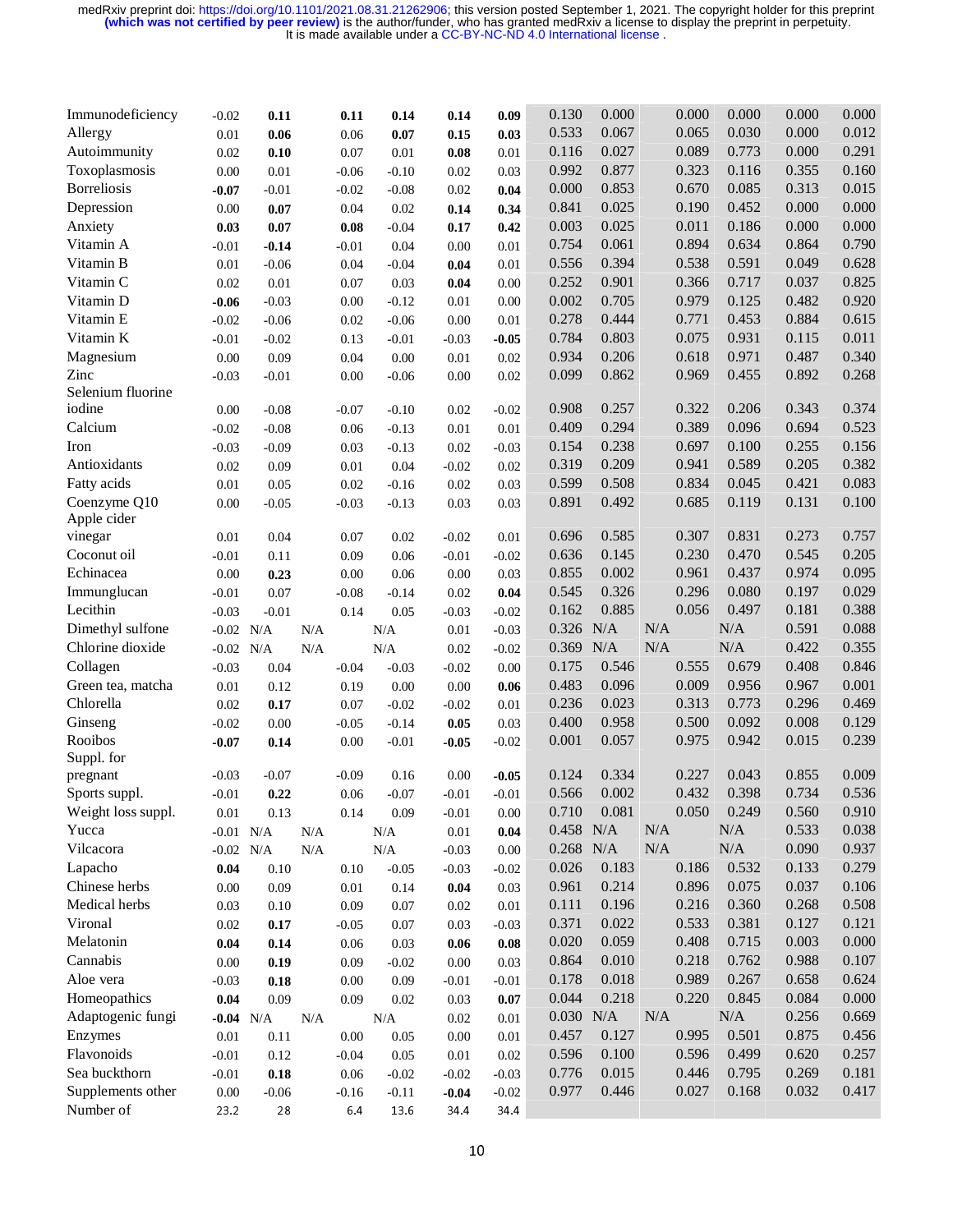| | | | | | | | | | | | | |
|---|---|---|---|---|---|---|---|---|---|---|---|---|
| Immunodeficiency | -0.02 | **0.11** | **0.11** | **0.14** | **0.14** | **0.09** | 0.130 | 0.000 | 0.000 | 0.000 | 0.000 | 0.000 |
| Allergy | 0.01 | **0.06** | 0.06 | **0.07** | **0.15** | **0.03** | 0.533 | 0.067 | 0.065 | 0.030 | 0.000 | 0.012 |
| Autoimmunity | 0.02 | **0.10** | 0.07 | 0.01 | **0.08** | 0.01 | 0.116 | 0.027 | 0.089 | 0.773 | 0.000 | 0.291 |
| Toxoplasmosis | 0.00 | 0.01 | -0.06 | -0.10 | 0.02 | 0.03 | 0.992 | 0.877 | 0.323 | 0.116 | 0.355 | 0.160 |
| Borreliosis | **-0.07** | -0.01 | -0.02 | -0.08 | 0.02 | **0.04** | 0.000 | 0.853 | 0.670 | 0.085 | 0.313 | 0.015 |
| Depression | 0.00 | **0.07** | 0.04 | 0.02 | **0.14** | **0.34** | 0.841 | 0.025 | 0.190 | 0.452 | 0.000 | 0.000 |
| Anxiety | **0.03** | **0.07** | **0.08** | -0.04 | **0.17** | **0.42** | 0.003 | 0.025 | 0.011 | 0.186 | 0.000 | 0.000 |
| Vitamin A | -0.01 | **-0.14** | -0.01 | 0.04 | 0.00 | 0.01 | 0.754 | 0.061 | 0.894 | 0.634 | 0.864 | 0.790 |
| Vitamin B | 0.01 | -0.06 | 0.04 | -0.04 | **0.04** | 0.01 | 0.556 | 0.394 | 0.538 | 0.591 | 0.049 | 0.628 |
| Vitamin C | 0.02 | 0.01 | 0.07 | 0.03 | **0.04** | 0.00 | 0.252 | 0.901 | 0.366 | 0.717 | 0.037 | 0.825 |
| Vitamin D | **-0.06** | -0.03 | 0.00 | -0.12 | 0.01 | 0.00 | 0.002 | 0.705 | 0.979 | 0.125 | 0.482 | 0.920 |
| Vitamin E | -0.02 | -0.06 | 0.02 | -0.06 | 0.00 | 0.01 | 0.278 | 0.444 | 0.771 | 0.453 | 0.884 | 0.615 |
| Vitamin K | -0.01 | -0.02 | 0.13 | -0.01 | -0.03 | **-0.05** | 0.784 | 0.803 | 0.075 | 0.931 | 0.115 | 0.011 |
| Magnesium | 0.00 | 0.09 | 0.04 | 0.00 | 0.01 | 0.02 | 0.934 | 0.206 | 0.618 | 0.971 | 0.487 | 0.340 |
| Zinc | -0.03 | -0.01 | 0.00 | -0.06 | 0.00 | 0.02 | 0.099 | 0.862 | 0.969 | 0.455 | 0.892 | 0.268 |
| Selenium fluorine iodine | 0.00 | -0.08 | -0.07 | -0.10 | 0.02 | -0.02 | 0.908 | 0.257 | 0.322 | 0.206 | 0.343 | 0.374 |
| Calcium | -0.02 | -0.08 | 0.06 | -0.13 | 0.01 | 0.01 | 0.409 | 0.294 | 0.389 | 0.096 | 0.694 | 0.523 |
| Iron | -0.03 | -0.09 | 0.03 | -0.13 | 0.02 | -0.03 | 0.154 | 0.238 | 0.697 | 0.100 | 0.255 | 0.156 |
| Antioxidants | 0.02 | 0.09 | 0.01 | 0.04 | -0.02 | 0.02 | 0.319 | 0.209 | 0.941 | 0.589 | 0.205 | 0.382 |
| Fatty acids | 0.01 | 0.05 | 0.02 | -0.16 | 0.02 | 0.03 | 0.599 | 0.508 | 0.834 | 0.045 | 0.421 | 0.083 |
| Coenzyme Q10 | 0.00 | -0.05 | -0.03 | -0.13 | 0.03 | 0.03 | 0.891 | 0.492 | 0.685 | 0.119 | 0.131 | 0.100 |
| Apple cider vinegar | 0.01 | 0.04 | 0.07 | 0.02 | -0.02 | 0.01 | 0.696 | 0.585 | 0.307 | 0.831 | 0.273 | 0.757 |
| Coconut oil | -0.01 | 0.11 | 0.09 | 0.06 | -0.01 | -0.02 | 0.636 | 0.145 | 0.230 | 0.470 | 0.545 | 0.205 |
| Echinacea | 0.00 | **0.23** | 0.00 | 0.06 | 0.00 | 0.03 | 0.855 | 0.002 | 0.961 | 0.437 | 0.974 | 0.095 |
| Immunglucan | -0.01 | 0.07 | -0.08 | -0.14 | 0.02 | **0.04** | 0.545 | 0.326 | 0.296 | 0.080 | 0.197 | 0.029 |
| Lecithin | -0.03 | -0.01 | 0.14 | 0.05 | -0.03 | -0.02 | 0.162 | 0.885 | 0.056 | 0.497 | 0.181 | 0.388 |
| Dimethyl sulfone | -0.02 | N/A | N/A | N/A | 0.01 | -0.03 | 0.326 | N/A | N/A | N/A | 0.591 | 0.088 |
| Chlorine dioxide | -0.02 | N/A | N/A | N/A | 0.02 | -0.02 | 0.369 | N/A | N/A | N/A | 0.422 | 0.355 |
| Collagen | -0.03 | 0.04 | -0.04 | -0.03 | -0.02 | 0.00 | 0.175 | 0.546 | 0.555 | 0.679 | 0.408 | 0.846 |
| Green tea, matcha | 0.01 | 0.12 | 0.19 | 0.00 | 0.00 | **0.06** | 0.483 | 0.096 | 0.009 | 0.956 | 0.967 | 0.001 |
| Chlorella | 0.02 | **0.17** | 0.07 | -0.02 | -0.02 | 0.01 | 0.236 | 0.023 | 0.313 | 0.773 | 0.296 | 0.469 |
| Ginseng | -0.02 | 0.00 | -0.05 | -0.14 | **0.05** | 0.03 | 0.400 | 0.958 | 0.500 | 0.092 | 0.008 | 0.129 |
| Rooibos | **-0.07** | **0.14** | 0.00 | -0.01 | **-0.05** | -0.02 | 0.001 | 0.057 | 0.975 | 0.942 | 0.015 | 0.239 |
| Suppl. for pregnant | -0.03 | -0.07 | -0.09 | 0.16 | 0.00 | **-0.05** | 0.124 | 0.334 | 0.227 | 0.043 | 0.855 | 0.009 |
| Sports suppl. | -0.01 | **0.22** | 0.06 | -0.07 | -0.01 | -0.01 | 0.566 | 0.002 | 0.432 | 0.398 | 0.734 | 0.536 |
| Weight loss suppl. | 0.01 | 0.13 | 0.14 | 0.09 | -0.01 | 0.00 | 0.710 | 0.081 | 0.050 | 0.249 | 0.560 | 0.910 |
| Yucca | -0.01 | N/A | N/A | N/A | 0.01 | **0.04** | 0.458 | N/A | N/A | N/A | 0.533 | 0.038 |
| Vilcacora | -0.02 | N/A | N/A | N/A | -0.03 | 0.00 | 0.268 | N/A | N/A | N/A | 0.090 | 0.937 |
| Lapacho | **0.04** | 0.10 | 0.10 | -0.05 | -0.03 | -0.02 | 0.026 | 0.183 | 0.186 | 0.532 | 0.133 | 0.279 |
| Chinese herbs | 0.00 | 0.09 | 0.01 | 0.14 | **0.04** | 0.03 | 0.961 | 0.214 | 0.896 | 0.075 | 0.037 | 0.106 |
| Medical herbs | 0.03 | 0.10 | 0.09 | 0.07 | 0.02 | 0.01 | 0.111 | 0.196 | 0.216 | 0.360 | 0.268 | 0.508 |
| Vironal | 0.02 | **0.17** | -0.05 | 0.07 | 0.03 | -0.03 | 0.371 | 0.022 | 0.533 | 0.381 | 0.127 | 0.121 |
| Melatonin | **0.04** | **0.14** | 0.06 | 0.03 | **0.06** | **0.08** | 0.020 | 0.059 | 0.408 | 0.715 | 0.003 | 0.000 |
| Cannabis | 0.00 | **0.19** | 0.09 | -0.02 | 0.00 | 0.03 | 0.864 | 0.010 | 0.218 | 0.762 | 0.988 | 0.107 |
| Aloe vera | -0.03 | **0.18** | 0.00 | 0.09 | -0.01 | -0.01 | 0.178 | 0.018 | 0.989 | 0.267 | 0.658 | 0.624 |
| Homeopathics | **0.04** | 0.09 | 0.09 | 0.02 | 0.03 | **0.07** | 0.044 | 0.218 | 0.220 | 0.845 | 0.084 | 0.000 |
| Adaptogenic fungi | **-0.04** | N/A | N/A | N/A | 0.02 | 0.01 | 0.030 | N/A | N/A | N/A | 0.256 | 0.669 |
| Enzymes | 0.01 | 0.11 | 0.00 | 0.05 | 0.00 | 0.01 | 0.457 | 0.127 | 0.995 | 0.501 | 0.875 | 0.456 |
| Flavonoids | -0.01 | 0.12 | -0.04 | 0.05 | 0.01 | 0.02 | 0.596 | 0.100 | 0.596 | 0.499 | 0.620 | 0.257 |
| Sea buckthorn | -0.01 | **0.18** | 0.06 | -0.02 | -0.02 | -0.03 | 0.776 | 0.015 | 0.446 | 0.795 | 0.269 | 0.181 |
| Supplements other | 0.00 | -0.06 | -0.16 | -0.11 | **-0.04** | -0.02 | 0.977 | 0.446 | 0.027 | 0.168 | 0.032 | 0.417 |
| Number of | 23.2 | 28 | 6.4 | 13.6 | 34.4 | 34.4 | | | | | | |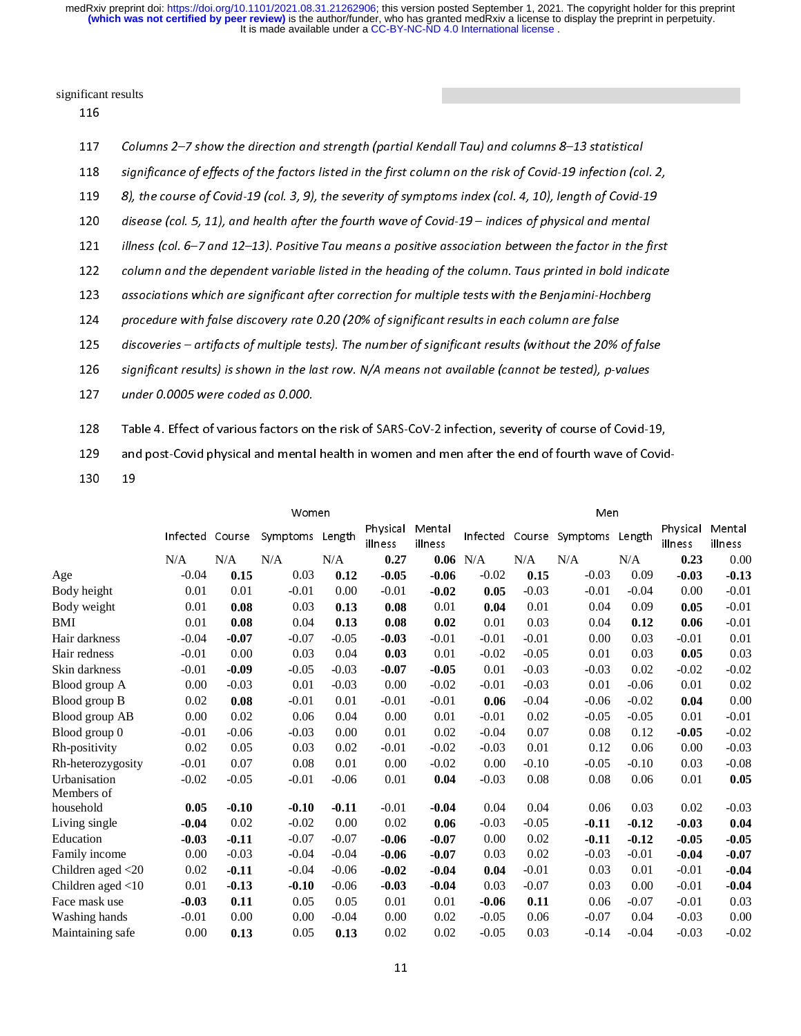significant results

Columns 2–7 show the direction and strength (partial Kendall Tau) and columns 8–13 statistical significance of effects of the factors listed in the first column on the risk of Covid-19 infection (col. 2, 8), the course of Covid-19 (col. 3, 9), the severity of symptoms index (col. 4, 10), length of Covid-19 disease (col. 5, 11), and health after the fourth wave of Covid-19 – indices of physical and mental illness (col. 6–7 and 12–13). Positive Tau means a positive association between the factor in the first column and the dependent variable listed in the heading of the column. Taus printed in bold indicate associations which are significant after correction for multiple tests with the Benjamini-Hochberg procedure with false discovery rate 0.20 (20% of significant results in each column are false discoveries – artifacts of multiple tests). The number of significant results (without the 20% of false significant results) is shown in the last row. N/A means not available (cannot be tested), p-values under 0.0005 were coded as 0.000.

Table 4. Effect of various factors on the risk of SARS-CoV-2 infection, severity of course of Covid-19, and post-Covid physical and mental health in women and men after the end of fourth wave of Covid-19

| | Women | | | | | | Men | | | | | |
|---|---|---|---|---|---|---|---|---|---|---|---|---|
| | Infected | Course | Symptoms | Length | Physical illness | Mental illness | Infected | Course | Symptoms | Length | Physical illness | Mental illness |
| | N/A | N/A | N/A | N/A | **0.27** | **0.06** | N/A | N/A | N/A | N/A | **0.23** | 0.00 |
| Age | -0.04 | **0.15** | 0.03 | **0.12** | **-0.05** | **-0.06** | -0.02 | **0.15** | -0.03 | 0.09 | **-0.03** | **-0.13** |
| Body height | 0.01 | 0.01 | -0.01 | 0.00 | -0.01 | **-0.02** | **0.05** | -0.03 | -0.01 | -0.04 | 0.00 | -0.01 |
| Body weight | 0.01 | **0.08** | 0.03 | **0.13** | **0.08** | 0.01 | **0.04** | 0.01 | 0.04 | 0.09 | **0.05** | -0.01 |
| BMI | 0.01 | **0.08** | 0.04 | **0.13** | **0.08** | **0.02** | 0.01 | 0.03 | 0.04 | **0.12** | **0.06** | -0.01 |
| Hair darkness | -0.04 | **-0.07** | -0.07 | -0.05 | **-0.03** | -0.01 | -0.01 | -0.01 | 0.00 | 0.03 | -0.01 | 0.01 |
| Hair redness | -0.01 | 0.00 | 0.03 | 0.04 | **0.03** | 0.01 | -0.02 | -0.05 | 0.01 | 0.03 | **0.05** | 0.03 |
| Skin darkness | -0.01 | **-0.09** | -0.05 | -0.03 | **-0.07** | **-0.05** | 0.01 | -0.03 | -0.03 | 0.02 | -0.02 | -0.02 |
| Blood group A | 0.00 | -0.03 | 0.01 | -0.03 | 0.00 | -0.02 | -0.01 | -0.03 | 0.01 | -0.06 | 0.01 | 0.02 |
| Blood group B | 0.02 | **0.08** | -0.01 | 0.01 | -0.01 | -0.01 | **0.06** | -0.04 | -0.06 | -0.02 | **0.04** | 0.00 |
| Blood group AB | 0.00 | 0.02 | 0.06 | 0.04 | 0.00 | 0.01 | -0.01 | 0.02 | -0.05 | -0.05 | 0.01 | -0.01 |
| Blood group 0 | -0.01 | -0.06 | -0.03 | 0.00 | 0.01 | 0.02 | -0.04 | 0.07 | 0.08 | 0.12 | **-0.05** | -0.02 |
| Rh-positivity | 0.02 | 0.05 | 0.03 | 0.02 | -0.01 | -0.02 | -0.03 | 0.01 | 0.12 | 0.06 | 0.00 | -0.03 |
| Rh-heterozygosity | -0.01 | 0.07 | 0.08 | 0.01 | 0.00 | -0.02 | 0.00 | -0.10 | -0.05 | -0.10 | 0.03 | -0.08 |
| Urbanisation | -0.02 | -0.05 | -0.01 | -0.06 | 0.01 | **0.04** | -0.03 | 0.08 | 0.08 | 0.06 | 0.01 | **0.05** |
| Members of household | **0.05** | **-0.10** | **-0.10** | **-0.11** | -0.01 | **-0.04** | 0.04 | 0.04 | 0.06 | 0.03 | 0.02 | -0.03 |
| Living single | **-0.04** | 0.02 | -0.02 | 0.00 | 0.02 | **0.06** | -0.03 | -0.05 | **-0.11** | **-0.12** | **-0.03** | **0.04** |
| Education | **-0.03** | **-0.11** | -0.07 | -0.07 | **-0.06** | **-0.07** | 0.00 | 0.02 | **-0.11** | **-0.12** | **-0.05** | **-0.05** |
| Family income | 0.00 | -0.03 | -0.04 | -0.04 | **-0.06** | **-0.07** | 0.03 | 0.02 | -0.03 | -0.01 | **-0.04** | **-0.07** |
| Children aged <20 | 0.02 | **-0.11** | -0.04 | -0.06 | **-0.02** | **-0.04** | **0.04** | -0.01 | 0.03 | 0.01 | -0.01 | **-0.04** |
| Children aged <10 | 0.01 | **-0.13** | **-0.10** | -0.06 | **-0.03** | **-0.04** | 0.03 | -0.07 | 0.03 | 0.00 | -0.01 | **-0.04** |
| Face mask use | **-0.03** | **0.11** | 0.05 | 0.05 | 0.01 | 0.01 | **-0.06** | **0.11** | 0.06 | -0.07 | -0.01 | 0.03 |
| Washing hands | -0.01 | 0.00 | 0.00 | -0.04 | 0.00 | 0.02 | -0.05 | 0.06 | -0.07 | 0.04 | -0.03 | 0.00 |
| Maintaining safe | 0.00 | **0.13** | 0.05 | **0.13** | 0.02 | 0.02 | -0.05 | 0.03 | -0.14 | -0.04 | -0.03 | -0.02 |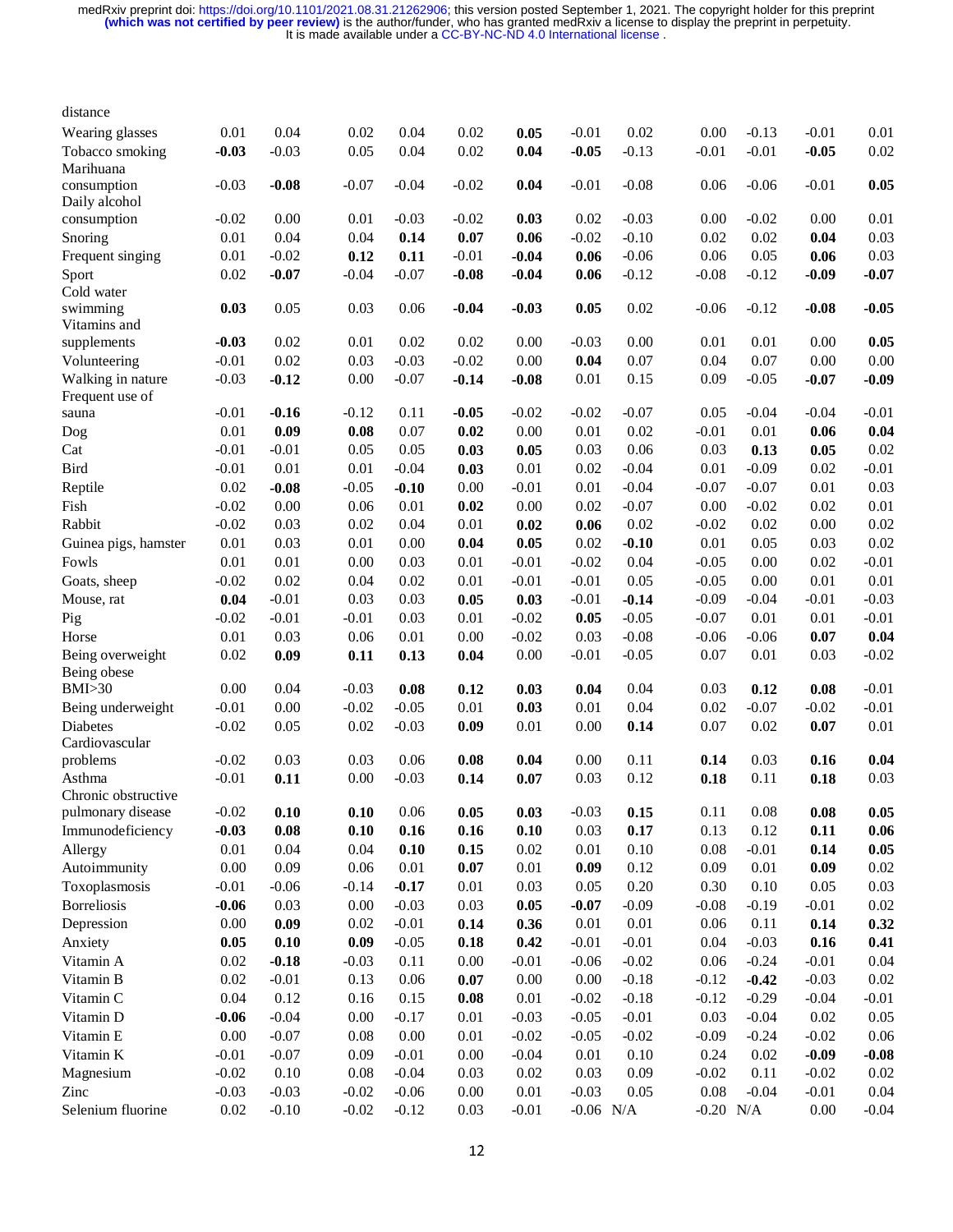| | | | | | | | | | | | | |
|---|---|---|---|---|---|---|---|---|---|---|---|---|
| distance | | | | | | | | | | | | |
| Wearing glasses | 0.01 | 0.04 | 0.02 | 0.04 | 0.02 | **0.05** | -0.01 | 0.02 | 0.00 | -0.13 | -0.01 | 0.01 |
| Tobacco smoking | **-0.03** | -0.03 | 0.05 | 0.04 | 0.02 | **0.04** | **-0.05** | -0.13 | -0.01 | -0.01 | **-0.05** | 0.02 |
| Marihuana consumption | -0.03 | **-0.08** | -0.07 | -0.04 | -0.02 | **0.04** | -0.01 | -0.08 | 0.06 | -0.06 | -0.01 | **0.05** |
| Daily alcohol consumption | -0.02 | 0.00 | 0.01 | -0.03 | -0.02 | **0.03** | 0.02 | -0.03 | 0.00 | -0.02 | 0.00 | 0.01 |
| Snoring | 0.01 | 0.04 | 0.04 | **0.14** | **0.07** | **0.06** | -0.02 | -0.10 | 0.02 | 0.02 | **0.04** | 0.03 |
| Frequent singing | 0.01 | -0.02 | **0.12** | **0.11** | -0.01 | **-0.04** | **0.06** | -0.06 | 0.06 | 0.05 | **0.06** | 0.03 |
| Sport | 0.02 | **-0.07** | -0.04 | -0.07 | **-0.08** | **-0.04** | **0.06** | -0.12 | -0.08 | -0.12 | **-0.09** | **-0.07** |
| Cold water swimming | **0.03** | 0.05 | 0.03 | 0.06 | **-0.04** | **-0.03** | **0.05** | 0.02 | -0.06 | -0.12 | **-0.08** | **-0.05** |
| Vitamins and supplements | **-0.03** | 0.02 | 0.01 | 0.02 | 0.02 | 0.00 | -0.03 | 0.00 | 0.01 | 0.01 | 0.00 | **0.05** |
| Volunteering | -0.01 | 0.02 | 0.03 | -0.03 | -0.02 | 0.00 | **0.04** | 0.07 | 0.04 | 0.07 | 0.00 | 0.00 |
| Walking in nature | -0.03 | **-0.12** | 0.00 | -0.07 | **-0.14** | **-0.08** | 0.01 | 0.15 | 0.09 | -0.05 | **-0.07** | **-0.09** |
| Frequent use of sauna | -0.01 | **-0.16** | -0.12 | 0.11 | **-0.05** | -0.02 | -0.02 | -0.07 | 0.05 | -0.04 | -0.04 | -0.01 |
| Dog | 0.01 | **0.09** | **0.08** | 0.07 | **0.02** | 0.00 | 0.01 | 0.02 | -0.01 | 0.01 | **0.06** | **0.04** |
| Cat | -0.01 | -0.01 | 0.05 | 0.05 | **0.03** | **0.05** | 0.03 | 0.06 | 0.03 | **0.13** | **0.05** | 0.02 |
| Bird | -0.01 | 0.01 | 0.01 | -0.04 | **0.03** | 0.01 | 0.02 | -0.04 | 0.01 | -0.09 | 0.02 | -0.01 |
| Reptile | 0.02 | **-0.08** | -0.05 | **-0.10** | 0.00 | -0.01 | 0.01 | -0.04 | -0.07 | -0.07 | 0.01 | 0.03 |
| Fish | -0.02 | 0.00 | 0.06 | 0.01 | **0.02** | 0.00 | 0.02 | -0.07 | 0.00 | -0.02 | 0.02 | 0.01 |
| Rabbit | -0.02 | 0.03 | 0.02 | 0.04 | 0.01 | **0.02** | **0.06** | 0.02 | -0.02 | 0.02 | 0.00 | 0.02 |
| Guinea pigs, hamster | 0.01 | 0.03 | 0.01 | 0.00 | **0.04** | **0.05** | 0.02 | **-0.10** | 0.01 | 0.05 | 0.03 | 0.02 |
| Fowls | 0.01 | 0.01 | 0.00 | 0.03 | 0.01 | -0.01 | -0.02 | 0.04 | -0.05 | 0.00 | 0.02 | -0.01 |
| Goats, sheep | -0.02 | 0.02 | 0.04 | 0.02 | 0.01 | -0.01 | -0.01 | 0.05 | -0.05 | 0.00 | 0.01 | 0.01 |
| Mouse, rat | **0.04** | -0.01 | 0.03 | 0.03 | **0.05** | **0.03** | -0.01 | **-0.14** | -0.09 | -0.04 | -0.01 | -0.03 |
| Pig | -0.02 | -0.01 | -0.01 | 0.03 | 0.01 | -0.02 | **0.05** | -0.05 | -0.07 | 0.01 | 0.01 | -0.01 |
| Horse | 0.01 | 0.03 | 0.06 | 0.01 | 0.00 | -0.02 | 0.03 | -0.08 | -0.06 | -0.06 | **0.07** | **0.04** |
| Being overweight | 0.02 | **0.09** | **0.11** | **0.13** | **0.04** | 0.00 | -0.01 | -0.05 | 0.07 | 0.01 | 0.03 | -0.02 |
| Being obese BMI>30 | 0.00 | 0.04 | -0.03 | **0.08** | **0.12** | **0.03** | **0.04** | 0.04 | 0.03 | **0.12** | **0.08** | -0.01 |
| Being underweight | -0.01 | 0.00 | -0.02 | -0.05 | 0.01 | **0.03** | 0.01 | 0.04 | 0.02 | -0.07 | -0.02 | -0.01 |
| Diabetes | -0.02 | 0.05 | 0.02 | -0.03 | **0.09** | 0.01 | 0.00 | **0.14** | 0.07 | 0.02 | **0.07** | 0.01 |
| Cardiovascular problems | -0.02 | 0.03 | 0.03 | 0.06 | **0.08** | **0.04** | 0.00 | 0.11 | **0.14** | 0.03 | **0.16** | **0.04** |
| Asthma | -0.01 | **0.11** | 0.00 | -0.03 | **0.14** | **0.07** | 0.03 | 0.12 | **0.18** | 0.11 | **0.18** | 0.03 |
| Chronic obstructive pulmonary disease | -0.02 | **0.10** | **0.10** | 0.06 | **0.05** | **0.03** | -0.03 | **0.15** | 0.11 | 0.08 | **0.08** | **0.05** |
| Immunodeficiency | **-0.03** | **0.08** | **0.10** | **0.16** | **0.16** | **0.10** | 0.03 | **0.17** | 0.13 | 0.12 | **0.11** | **0.06** |
| Allergy | 0.01 | 0.04 | 0.04 | **0.10** | **0.15** | 0.02 | 0.01 | 0.10 | 0.08 | -0.01 | **0.14** | **0.05** |
| Autoimmunity | 0.00 | 0.09 | 0.06 | 0.01 | **0.07** | 0.01 | **0.09** | 0.12 | 0.09 | 0.01 | **0.09** | 0.02 |
| Toxoplasmosis | -0.01 | -0.06 | -0.14 | **-0.17** | 0.01 | 0.03 | 0.05 | 0.20 | 0.30 | 0.10 | 0.05 | 0.03 |
| Borreliosis | **-0.06** | 0.03 | 0.00 | -0.03 | 0.03 | **0.05** | **-0.07** | -0.09 | -0.08 | -0.19 | -0.01 | 0.02 |
| Depression | 0.00 | **0.09** | 0.02 | -0.01 | **0.14** | **0.36** | 0.01 | 0.01 | 0.06 | 0.11 | **0.14** | **0.32** |
| Anxiety | **0.05** | **0.10** | **0.09** | -0.05 | **0.18** | **0.42** | -0.01 | -0.01 | 0.04 | -0.03 | **0.16** | **0.41** |
| Vitamin A | 0.02 | **-0.18** | -0.03 | 0.11 | 0.00 | -0.01 | -0.06 | -0.02 | 0.06 | -0.24 | -0.01 | 0.04 |
| Vitamin B | 0.02 | -0.01 | 0.13 | 0.06 | **0.07** | 0.00 | 0.00 | -0.18 | -0.12 | **-0.42** | -0.03 | 0.02 |
| Vitamin C | 0.04 | 0.12 | 0.16 | 0.15 | **0.08** | 0.01 | -0.02 | -0.18 | -0.12 | -0.29 | -0.04 | -0.01 |
| Vitamin D | **-0.06** | -0.04 | 0.00 | -0.17 | 0.01 | -0.03 | -0.05 | -0.01 | 0.03 | -0.04 | 0.02 | 0.05 |
| Vitamin E | 0.00 | -0.07 | 0.08 | 0.00 | 0.01 | -0.02 | -0.05 | -0.02 | -0.09 | -0.24 | -0.02 | 0.06 |
| Vitamin K | -0.01 | -0.07 | 0.09 | -0.01 | 0.00 | -0.04 | 0.01 | 0.10 | 0.24 | 0.02 | **-0.09** | **-0.08** |
| Magnesium | -0.02 | 0.10 | 0.08 | -0.04 | 0.03 | 0.02 | 0.03 | 0.09 | -0.02 | 0.11 | -0.02 | 0.02 |
| Zinc | -0.03 | -0.03 | -0.02 | -0.06 | 0.00 | 0.01 | -0.03 | 0.05 | 0.08 | -0.04 | -0.01 | 0.04 |
| Selenium fluorine | 0.02 | -0.10 | -0.02 | -0.12 | 0.03 | -0.01 | -0.06 | N/A | -0.20 | N/A | 0.00 | -0.04 |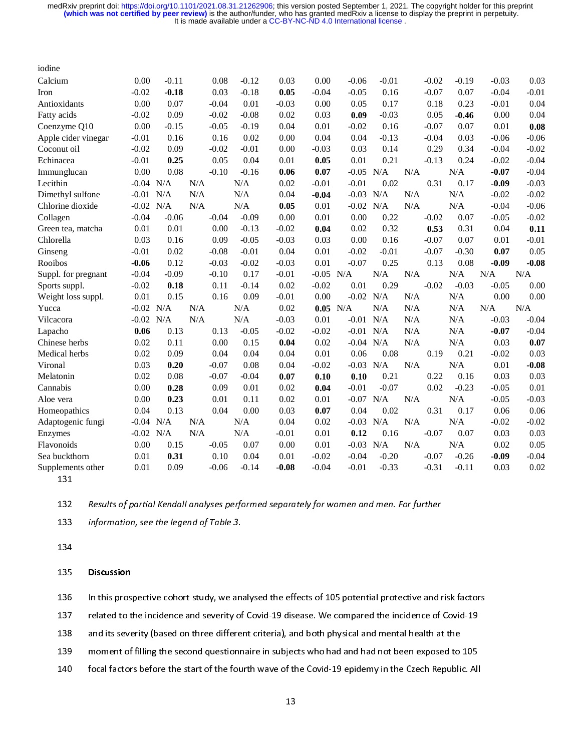| | | | | | | | | | | | | |
|---|---|---|---|---|---|---|---|---|---|---|---|---|
| iodine | | | | | | | | | | | | |
| Calcium | 0.00 | -0.11 | 0.08 | -0.12 | 0.03 | 0.00 | -0.06 | -0.01 | -0.02 | -0.19 | -0.03 | 0.03 |
| Iron | -0.02 | **-0.18** | 0.03 | -0.18 | **0.05** | -0.04 | -0.05 | 0.16 | -0.07 | 0.07 | -0.04 | -0.01 |
| Antioxidants | 0.00 | 0.07 | -0.04 | 0.01 | -0.03 | 0.00 | 0.05 | 0.17 | 0.18 | 0.23 | -0.01 | 0.04 |
| Fatty acids | -0.02 | 0.09 | -0.02 | -0.08 | 0.02 | 0.03 | **0.09** | -0.03 | 0.05 | **-0.46** | 0.00 | 0.04 |
| Coenzyme Q10 | 0.00 | -0.15 | -0.05 | -0.19 | 0.04 | 0.01 | -0.02 | 0.16 | -0.07 | 0.07 | 0.01 | **0.08** |
| Apple cider vinegar | -0.01 | 0.16 | 0.16 | 0.02 | 0.00 | 0.04 | 0.04 | -0.13 | -0.04 | 0.03 | -0.06 | -0.06 |
| Coconut oil | -0.02 | 0.09 | -0.02 | -0.01 | 0.00 | -0.03 | 0.03 | 0.14 | 0.29 | 0.34 | -0.04 | -0.02 |
| Echinacea | -0.01 | **0.25** | 0.05 | 0.04 | 0.01 | **0.05** | 0.01 | 0.21 | -0.13 | 0.24 | -0.02 | -0.04 |
| Immunglucan | 0.00 | 0.08 | -0.10 | -0.16 | **0.06** | **0.07** | -0.05 | N/A | N/A | N/A | **-0.07** | -0.04 |
| Lecithin | -0.04 | N/A | N/A | N/A | 0.02 | -0.01 | -0.01 | 0.02 | 0.31 | 0.17 | **-0.09** | -0.03 |
| Dimethyl sulfone | -0.01 | N/A | N/A | N/A | 0.04 | **-0.04** | -0.03 | N/A | N/A | N/A | -0.02 | -0.02 |
| Chlorine dioxide | -0.02 | N/A | N/A | N/A | **0.05** | 0.01 | -0.02 | N/A | N/A | N/A | -0.04 | -0.06 |
| Collagen | -0.04 | -0.06 | -0.04 | -0.09 | 0.00 | 0.01 | 0.00 | 0.22 | -0.02 | 0.07 | -0.05 | -0.02 |
| Green tea, matcha | 0.01 | 0.01 | 0.00 | -0.13 | -0.02 | **0.04** | 0.02 | 0.32 | **0.53** | 0.31 | 0.04 | **0.11** |
| Chlorella | 0.03 | 0.16 | 0.09 | -0.05 | -0.03 | 0.03 | 0.00 | 0.16 | -0.07 | 0.07 | 0.01 | -0.01 |
| Ginseng | -0.01 | 0.02 | -0.08 | -0.01 | 0.04 | 0.01 | -0.02 | -0.01 | -0.07 | -0.30 | **0.07** | 0.05 |
| Rooibos | **-0.06** | 0.12 | -0.03 | -0.02 | -0.03 | 0.01 | -0.07 | 0.25 | 0.13 | 0.08 | **-0.09** | **-0.08** |
| Suppl. for pregnant | -0.04 | -0.09 | -0.10 | 0.17 | -0.01 | -0.05 | N/A | N/A | N/A | N/A | N/A | N/A |
| Sports suppl. | -0.02 | **0.18** | 0.11 | -0.14 | 0.02 | -0.02 | 0.01 | 0.29 | -0.02 | -0.03 | -0.05 | 0.00 |
| Weight loss suppl. | 0.01 | 0.15 | 0.16 | 0.09 | -0.01 | 0.00 | -0.02 | N/A | N/A | N/A | 0.00 | 0.00 |
| Yucca | -0.02 | N/A | N/A | N/A | 0.02 | **0.05** | N/A | N/A | N/A | N/A | N/A | N/A |
| Vilcacora | -0.02 | N/A | N/A | N/A | -0.03 | 0.01 | -0.01 | N/A | N/A | N/A | -0.03 | -0.04 |
| Lapacho | **0.06** | 0.13 | 0.13 | -0.05 | -0.02 | -0.02 | -0.01 | N/A | N/A | N/A | **-0.07** | -0.04 |
| Chinese herbs | 0.02 | 0.11 | 0.00 | 0.15 | **0.04** | 0.02 | -0.04 | N/A | N/A | N/A | 0.03 | **0.07** |
| Medical herbs | 0.02 | 0.09 | 0.04 | 0.04 | 0.04 | 0.01 | 0.06 | 0.08 | 0.19 | 0.21 | -0.02 | 0.03 |
| Vironal | 0.03 | **0.20** | -0.07 | 0.08 | 0.04 | -0.02 | -0.03 | N/A | N/A | N/A | 0.01 | **-0.08** |
| Melatonin | 0.02 | 0.08 | -0.07 | -0.04 | **0.07** | **0.10** | **0.10** | 0.21 | 0.22 | 0.16 | 0.03 | 0.03 |
| Cannabis | 0.00 | **0.28** | 0.09 | 0.01 | 0.02 | **0.04** | -0.01 | -0.07 | 0.02 | -0.23 | -0.05 | 0.01 |
| Aloe vera | 0.00 | **0.23** | 0.01 | 0.11 | 0.02 | 0.01 | -0.07 | N/A | N/A | N/A | -0.05 | -0.03 |
| Homeopathics | 0.04 | 0.13 | 0.04 | 0.00 | 0.03 | **0.07** | 0.04 | 0.02 | 0.31 | 0.17 | 0.06 | 0.06 |
| Adaptogenic fungi | -0.04 | N/A | N/A | N/A | 0.04 | 0.02 | -0.03 | N/A | N/A | N/A | -0.02 | -0.02 |
| Enzymes | -0.02 | N/A | N/A | N/A | -0.01 | 0.01 | **0.12** | 0.16 | -0.07 | 0.07 | 0.03 | 0.03 |
| Flavonoids | 0.00 | 0.15 | -0.05 | 0.07 | 0.00 | 0.01 | -0.03 | N/A | N/A | N/A | 0.02 | 0.05 |
| Sea buckthorn | 0.01 | **0.31** | 0.10 | 0.04 | 0.01 | -0.02 | -0.04 | -0.20 | -0.07 | -0.26 | **-0.09** | -0.04 |
| Supplements other | 0.01 | 0.09 | -0.06 | -0.14 | **-0.08** | -0.04 | -0.01 | -0.33 | -0.31 | -0.11 | 0.03 | 0.02 |

*Results of partial Kendall analyses performed separately for women and men. For further information, see the legend of Table 3.*

## Discussion

In this prospective cohort study, we analysed the effects of 105 potential protective and risk factors related to the incidence and severity of Covid-19 disease. We compared the incidence of Covid-19 and its severity (based on three different criteria), and both physical and mental health at the moment of filling the second questionnaire in subjects who had and had not been exposed to 105 focal factors before the start of the fourth wave of the Covid-19 epidemy in the Czech Republic. All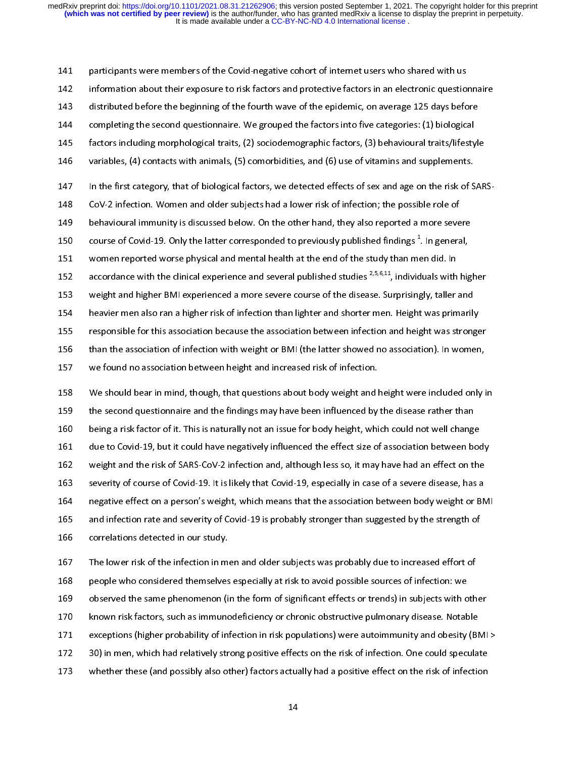participants were members of the Covid-negative cohort of internet users who shared with us information about their exposure to risk factors and protective factors in an electronic questionnaire distributed before the beginning of the fourth wave of the epidemic, on average 125 days before completing the second questionnaire. We grouped the factors into five categories: (1) biological factors including morphological traits, (2) sociodemographic factors, (3) behavioural traits/lifestyle variables, (4) contacts with animals, (5) comorbidities, and (6) use of vitamins and supplements.

In the first category, that of biological factors, we detected effects of sex and age on the risk of SARS-CoV-2 infection. Women and older subjects had a lower risk of infection; the possible role of behavioural immunity is discussed below. On the other hand, they also reported a more severe course of Covid-19. Only the latter corresponded to previously published findings [1]. In general, women reported worse physical and mental health at the end of the study than men did. In accordance with the clinical experience and several published studies [2,5,6,11], individuals with higher weight and higher BMI experienced a more severe course of the disease. Surprisingly, taller and heavier men also ran a higher risk of infection than lighter and shorter men. Height was primarily responsible for this association because the association between infection and height was stronger than the association of infection with weight or BMI (the latter showed no association). In women, we found no association between height and increased risk of infection.

We should bear in mind, though, that questions about body weight and height were included only in the second questionnaire and the findings may have been influenced by the disease rather than being a risk factor of it. This is naturally not an issue for body height, which could not well change due to Covid-19, but it could have negatively influenced the effect size of association between body weight and the risk of SARS-CoV-2 infection and, although less so, it may have had an effect on the severity of course of Covid-19. It is likely that Covid-19, especially in case of a severe disease, has a negative effect on a person's weight, which means that the association between body weight or BMI and infection rate and severity of Covid-19 is probably stronger than suggested by the strength of correlations detected in our study.

The lower risk of the infection in men and older subjects was probably due to increased effort of people who considered themselves especially at risk to avoid possible sources of infection: we observed the same phenomenon (in the form of significant effects or trends) in subjects with other known risk factors, such as immunodeficiency or chronic obstructive pulmonary disease. Notable exceptions (higher probability of infection in risk populations) were autoimmunity and obesity (BMI > 30) in men, which had relatively strong positive effects on the risk of infection. One could speculate whether these (and possibly also other) factors actually had a positive effect on the risk of infection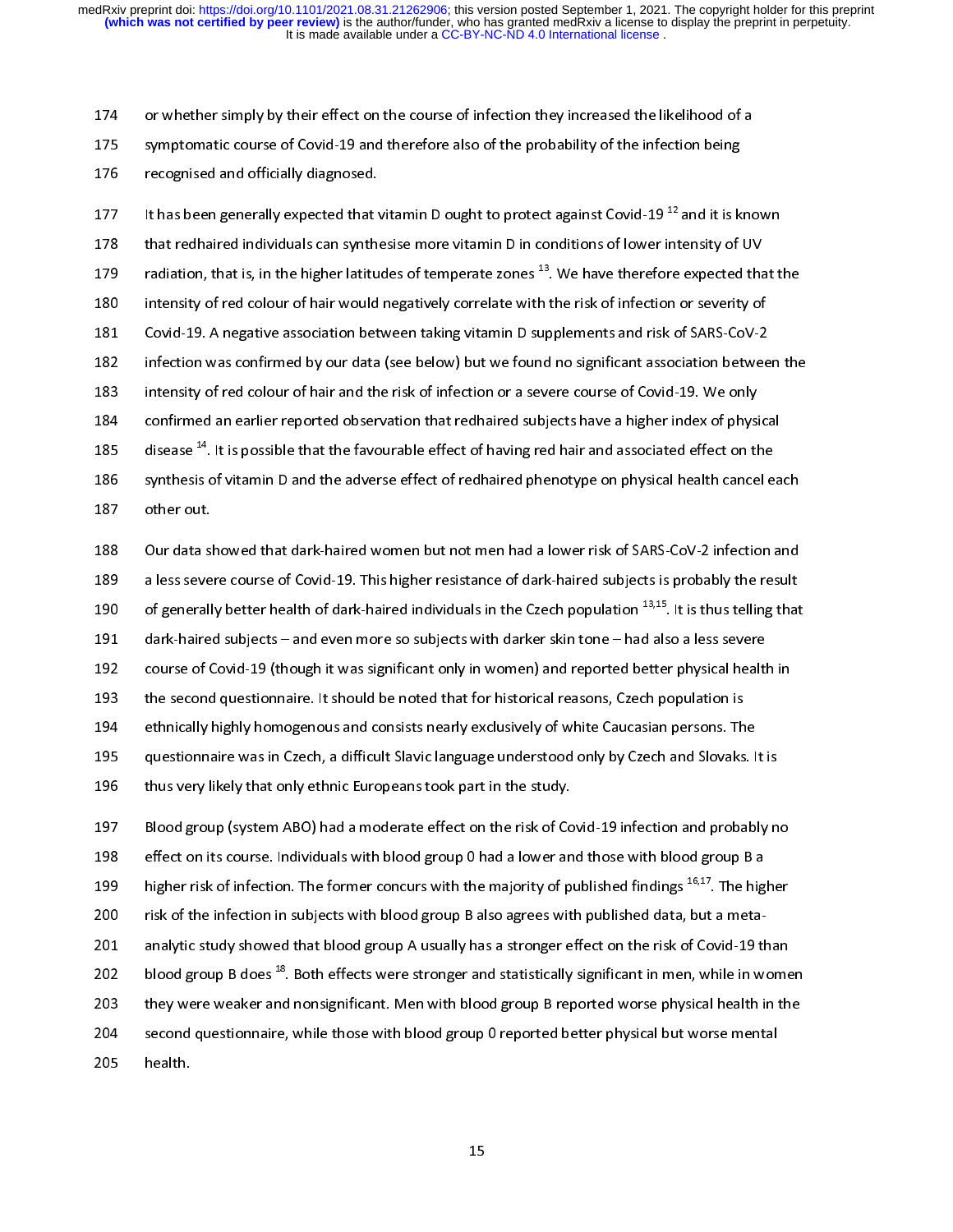or whether simply by their effect on the course of infection they increased the likelihood of a symptomatic course of Covid-19 and therefore also of the probability of the infection being recognised and officially diagnosed.

It has been generally expected that vitamin D ought to protect against Covid-19 [12] and it is known that redhaired individuals can synthesise more vitamin D in conditions of lower intensity of UV radiation, that is, in the higher latitudes of temperate zones [13]. We have therefore expected that the intensity of red colour of hair would negatively correlate with the risk of infection or severity of Covid-19. A negative association between taking vitamin D supplements and risk of SARS-CoV-2 infection was confirmed by our data (see below) but we found no significant association between the intensity of red colour of hair and the risk of infection or a severe course of Covid-19. We only confirmed an earlier reported observation that redhaired subjects have a higher index of physical disease [14]. It is possible that the favourable effect of having red hair and associated effect on the synthesis of vitamin D and the adverse effect of redhaired phenotype on physical health cancel each other out.

Our data showed that dark-haired women but not men had a lower risk of SARS-CoV-2 infection and a less severe course of Covid-19. This higher resistance of dark-haired subjects is probably the result of generally better health of dark-haired individuals in the Czech population [13,15]. It is thus telling that dark-haired subjects – and even more so subjects with darker skin tone – had also a less severe course of Covid-19 (though it was significant only in women) and reported better physical health in the second questionnaire. It should be noted that for historical reasons, Czech population is ethnically highly homogenous and consists nearly exclusively of white Caucasian persons. The questionnaire was in Czech, a difficult Slavic language understood only by Czech and Slovaks. It is thus very likely that only ethnic Europeans took part in the study.

Blood group (system ABO) had a moderate effect on the risk of Covid-19 infection and probably no effect on its course. Individuals with blood group 0 had a lower and those with blood group B a higher risk of infection. The former concurs with the majority of published findings [16,17]. The higher risk of the infection in subjects with blood group B also agrees with published data, but a meta-analytic study showed that blood group A usually has a stronger effect on the risk of Covid-19 than blood group B does [18]. Both effects were stronger and statistically significant in men, while in women they were weaker and nonsignificant. Men with blood group B reported worse physical health in the second questionnaire, while those with blood group 0 reported better physical but worse mental health.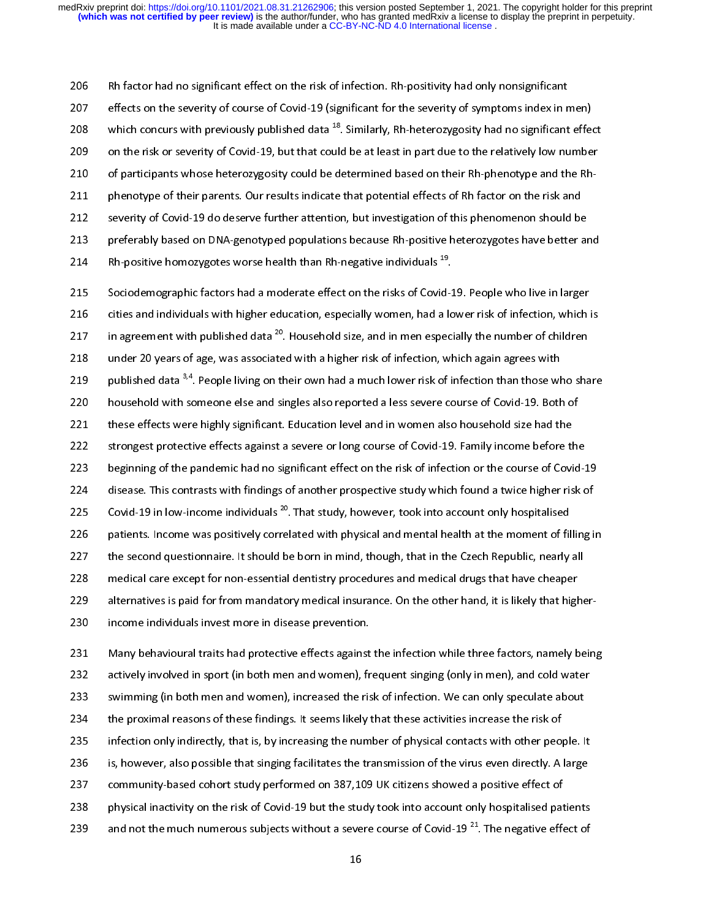Rh factor had no significant effect on the risk of infection. Rh-positivity had only nonsignificant effects on the severity of course of Covid-19 (significant for the severity of symptoms index in men) which concurs with previously published data [18]. Similarly, Rh-heterozygosity had no significant effect on the risk or severity of Covid-19, but that could be at least in part due to the relatively low number of participants whose heterozygosity could be determined based on their Rh-phenotype and the Rh-phenotype of their parents. Our results indicate that potential effects of Rh factor on the risk and severity of Covid-19 do deserve further attention, but investigation of this phenomenon should be preferably based on DNA-genotyped populations because Rh-positive heterozygotes have better and Rh-positive homozygotes worse health than Rh-negative individuals [19].

Sociodemographic factors had a moderate effect on the risks of Covid-19. People who live in larger cities and individuals with higher education, especially women, had a lower risk of infection, which is in agreement with published data [20]. Household size, and in men especially the number of children under 20 years of age, was associated with a higher risk of infection, which again agrees with published data [3,4]. People living on their own had a much lower risk of infection than those who share household with someone else and singles also reported a less severe course of Covid-19. Both of these effects were highly significant. Education level and in women also household size had the strongest protective effects against a severe or long course of Covid-19. Family income before the beginning of the pandemic had no significant effect on the risk of infection or the course of Covid-19 disease. This contrasts with findings of another prospective study which found a twice higher risk of Covid-19 in low-income individuals [20]. That study, however, took into account only hospitalised patients. Income was positively correlated with physical and mental health at the moment of filling in the second questionnaire. It should be born in mind, though, that in the Czech Republic, nearly all medical care except for non-essential dentistry procedures and medical drugs that have cheaper alternatives is paid for from mandatory medical insurance. On the other hand, it is likely that higher-income individuals invest more in disease prevention.

Many behavioural traits had protective effects against the infection while three factors, namely being actively involved in sport (in both men and women), frequent singing (only in men), and cold water swimming (in both men and women), increased the risk of infection. We can only speculate about the proximal reasons of these findings. It seems likely that these activities increase the risk of infection only indirectly, that is, by increasing the number of physical contacts with other people. It is, however, also possible that singing facilitates the transmission of the virus even directly. A large community-based cohort study performed on 387,109 UK citizens showed a positive effect of physical inactivity on the risk of Covid-19 but the study took into account only hospitalised patients and not the much numerous subjects without a severe course of Covid-19 [21]. The negative effect of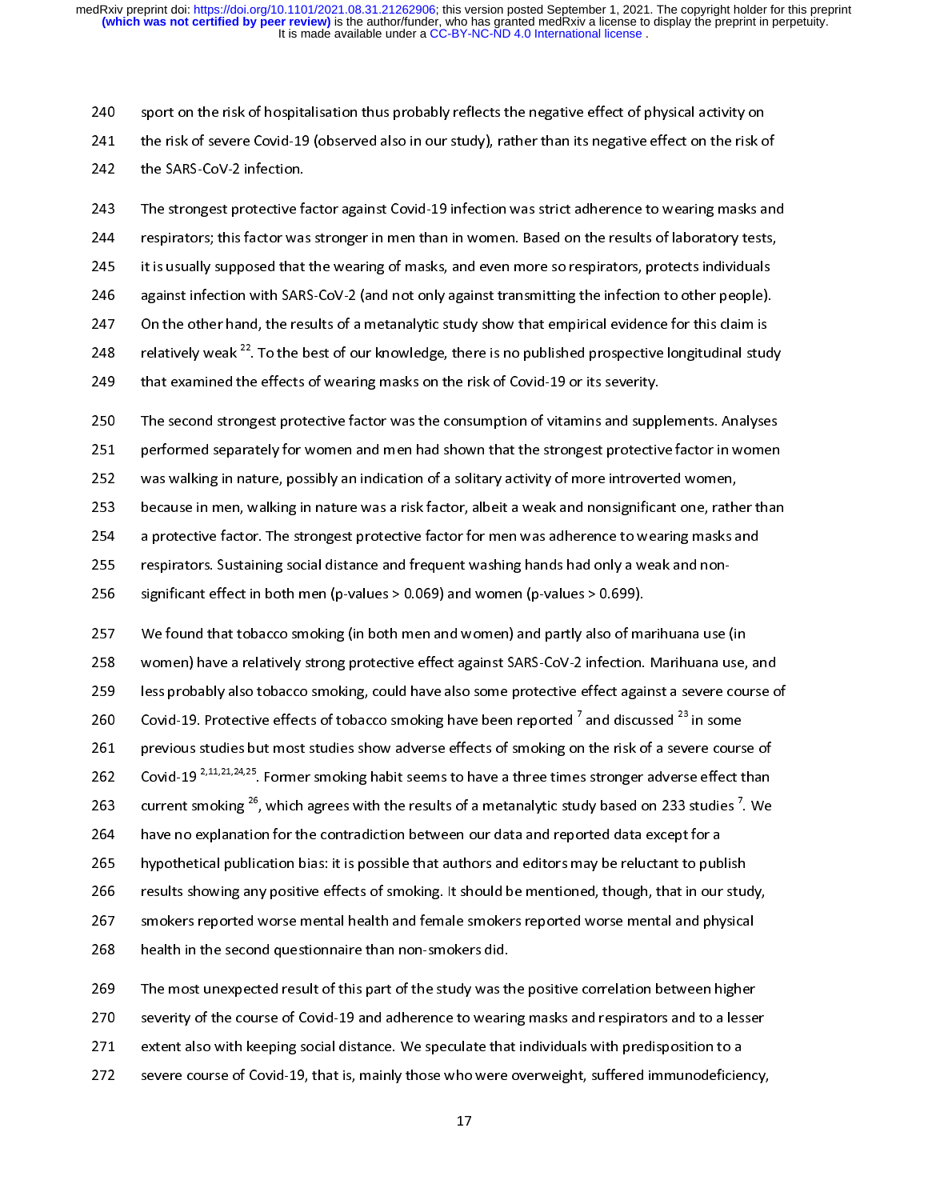sport on the risk of hospitalisation thus probably reflects the negative effect of physical activity on the risk of severe Covid-19 (observed also in our study), rather than its negative effect on the risk of the SARS-CoV-2 infection.

The strongest protective factor against Covid-19 infection was strict adherence to wearing masks and respirators; this factor was stronger in men than in women. Based on the results of laboratory tests, it is usually supposed that the wearing of masks, and even more so respirators, protects individuals against infection with SARS-CoV-2 (and not only against transmitting the infection to other people). On the other hand, the results of a metanalytic study show that empirical evidence for this claim is relatively weak [22]. To the best of our knowledge, there is no published prospective longitudinal study that examined the effects of wearing masks on the risk of Covid-19 or its severity.

The second strongest protective factor was the consumption of vitamins and supplements. Analyses performed separately for women and men had shown that the strongest protective factor in women was walking in nature, possibly an indication of a solitary activity of more introverted women, because in men, walking in nature was a risk factor, albeit a weak and nonsignificant one, rather than a protective factor. The strongest protective factor for men was adherence to wearing masks and respirators. Sustaining social distance and frequent washing hands had only a weak and non-significant effect in both men (p-values > 0.069) and women (p-values > 0.699).

We found that tobacco smoking (in both men and women) and partly also of marihuana use (in women) have a relatively strong protective effect against SARS-CoV-2 infection. Marihuana use, and less probably also tobacco smoking, could have also some protective effect against a severe course of Covid-19. Protective effects of tobacco smoking have been reported [7] and discussed [23] in some previous studies but most studies show adverse effects of smoking on the risk of a severe course of Covid-19 [2,11,21,24,25]. Former smoking habit seems to have a three times stronger adverse effect than current smoking [26], which agrees with the results of a metanalytic study based on 233 studies [7]. We have no explanation for the contradiction between our data and reported data except for a hypothetical publication bias: it is possible that authors and editors may be reluctant to publish results showing any positive effects of smoking. It should be mentioned, though, that in our study, smokers reported worse mental health and female smokers reported worse mental and physical health in the second questionnaire than non-smokers did.

The most unexpected result of this part of the study was the positive correlation between higher severity of the course of Covid-19 and adherence to wearing masks and respirators and to a lesser extent also with keeping social distance. We speculate that individuals with predisposition to a severe course of Covid-19, that is, mainly those who were overweight, suffered immunodeficiency,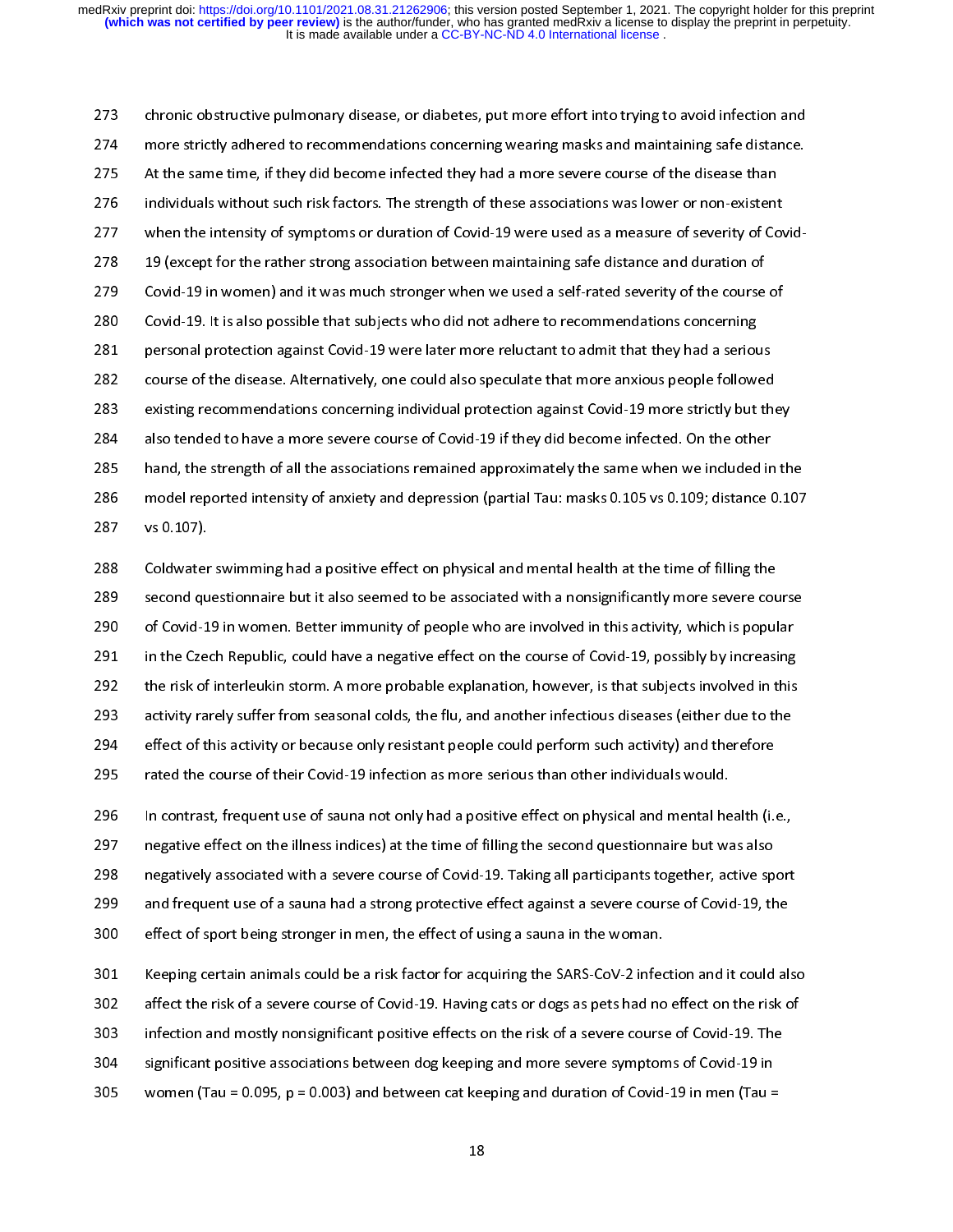chronic obstructive pulmonary disease, or diabetes, put more effort into trying to avoid infection and more strictly adhered to recommendations concerning wearing masks and maintaining safe distance. At the same time, if they did become infected they had a more severe course of the disease than individuals without such risk factors. The strength of these associations was lower or non-existent when the intensity of symptoms or duration of Covid-19 were used as a measure of severity of Covid-19 (except for the rather strong association between maintaining safe distance and duration of Covid-19 in women) and it was much stronger when we used a self-rated severity of the course of Covid-19. It is also possible that subjects who did not adhere to recommendations concerning personal protection against Covid-19 were later more reluctant to admit that they had a serious course of the disease. Alternatively, one could also speculate that more anxious people followed existing recommendations concerning individual protection against Covid-19 more strictly but they also tended to have a more severe course of Covid-19 if they did become infected. On the other hand, the strength of all the associations remained approximately the same when we included in the model reported intensity of anxiety and depression (partial Tau: masks 0.105 vs 0.109; distance 0.107 vs 0.107).

Coldwater swimming had a positive effect on physical and mental health at the time of filling the second questionnaire but it also seemed to be associated with a nonsignificantly more severe course of Covid-19 in women. Better immunity of people who are involved in this activity, which is popular in the Czech Republic, could have a negative effect on the course of Covid-19, possibly by increasing the risk of interleukin storm. A more probable explanation, however, is that subjects involved in this activity rarely suffer from seasonal colds, the flu, and another infectious diseases (either due to the effect of this activity or because only resistant people could perform such activity) and therefore rated the course of their Covid-19 infection as more serious than other individuals would.

In contrast, frequent use of sauna not only had a positive effect on physical and mental health (i.e., negative effect on the illness indices) at the time of filling the second questionnaire but was also negatively associated with a severe course of Covid-19. Taking all participants together, active sport and frequent use of a sauna had a strong protective effect against a severe course of Covid-19, the effect of sport being stronger in men, the effect of using a sauna in the woman.

Keeping certain animals could be a risk factor for acquiring the SARS-CoV-2 infection and it could also affect the risk of a severe course of Covid-19. Having cats or dogs as pets had no effect on the risk of infection and mostly nonsignificant positive effects on the risk of a severe course of Covid-19. The significant positive associations between dog keeping and more severe symptoms of Covid-19 in women (Tau = 0.095, $p = 0.003$) and between cat keeping and duration of Covid-19 in men (Tau =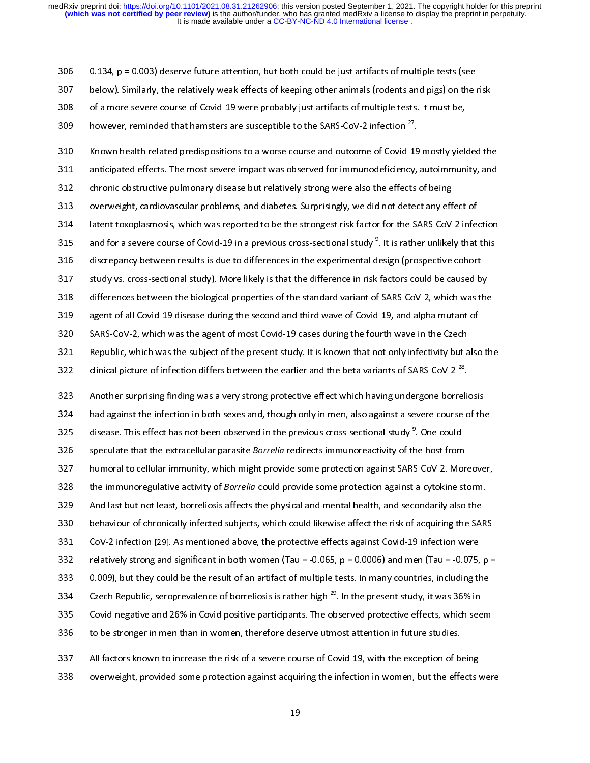0.134, p = 0.003) deserve future attention, but both could be just artifacts of multiple tests (see below). Similarly, the relatively weak effects of keeping other animals (rodents and pigs) on the risk of a more severe course of Covid-19 were probably just artifacts of multiple tests. It must be, however, reminded that hamsters are susceptible to the SARS-CoV-2 infection [27].

Known health-related predispositions to a worse course and outcome of Covid-19 mostly yielded the anticipated effects. The most severe impact was observed for immunodeficiency, autoimmunity, and chronic obstructive pulmonary disease but relatively strong were also the effects of being overweight, cardiovascular problems, and diabetes. Surprisingly, we did not detect any effect of latent toxoplasmosis, which was reported to be the strongest risk factor for the SARS-CoV-2 infection and for a severe course of Covid-19 in a previous cross-sectional study [9]. It is rather unlikely that this discrepancy between results is due to differences in the experimental design (prospective cohort study vs. cross-sectional study). More likely is that the difference in risk factors could be caused by differences between the biological properties of the standard variant of SARS-CoV-2, which was the agent of all Covid-19 disease during the second and third wave of Covid-19, and alpha mutant of SARS-CoV-2, which was the agent of most Covid-19 cases during the fourth wave in the Czech Republic, which was the subject of the present study. It is known that not only infectivity but also the clinical picture of infection differs between the earlier and the beta variants of SARS-CoV-2 [28].

Another surprising finding was a very strong protective effect which having undergone borreliosis had against the infection in both sexes and, though only in men, also against a severe course of the disease. This effect has not been observed in the previous cross-sectional study [9]. One could speculate that the extracellular parasite *Borrelia* redirects immunoreactivity of the host from humoral to cellular immunity, which might provide some protection against SARS-CoV-2. Moreover, the immunoregulative activity of *Borrelia* could provide some protection against a cytokine storm. And last but not least, borreliosis affects the physical and mental health, and secondarily also the behaviour of chronically infected subjects, which could likewise affect the risk of acquiring the SARS-CoV-2 infection [29]. As mentioned above, the protective effects against Covid-19 infection were relatively strong and significant in both women (Tau = -0.065, p = 0.0006) and men (Tau = -0.075, p = 0.009), but they could be the result of an artifact of multiple tests. In many countries, including the Czech Republic, seroprevalence of borreliosis is rather high [29]. In the present study, it was 36% in Covid-negative and 26% in Covid positive participants. The observed protective effects, which seem to be stronger in men than in women, therefore deserve utmost attention in future studies.

All factors known to increase the risk of a severe course of Covid-19, with the exception of being overweight, provided some protection against acquiring the infection in women, but the effects were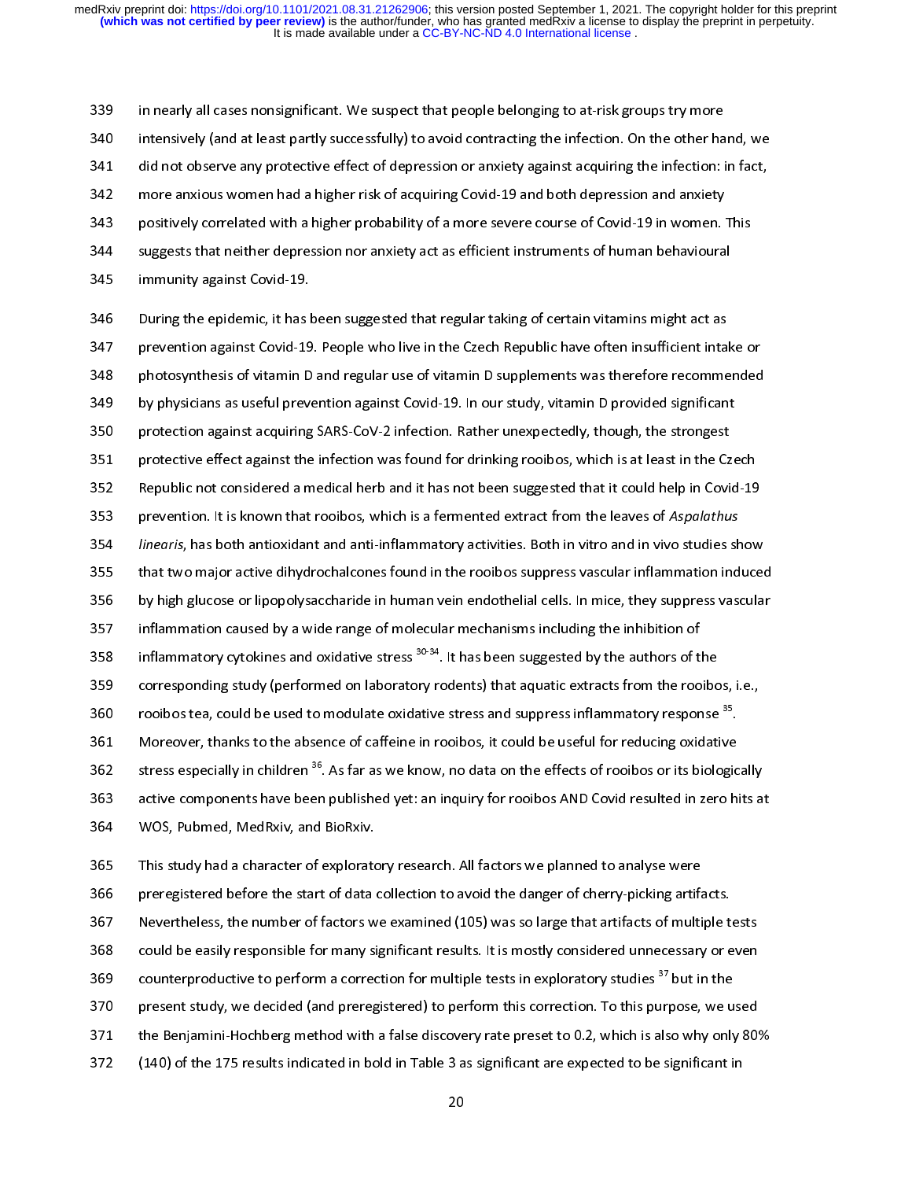in nearly all cases nonsignificant. We suspect that people belonging to at-risk groups try more intensively (and at least partly successfully) to avoid contracting the infection. On the other hand, we did not observe any protective effect of depression or anxiety against acquiring the infection: in fact, more anxious women had a higher risk of acquiring Covid-19 and both depression and anxiety positively correlated with a higher probability of a more severe course of Covid-19 in women. This suggests that neither depression nor anxiety act as efficient instruments of human behavioural immunity against Covid-19.

During the epidemic, it has been suggested that regular taking of certain vitamins might act as prevention against Covid-19. People who live in the Czech Republic have often insufficient intake or photosynthesis of vitamin D and regular use of vitamin D supplements was therefore recommended by physicians as useful prevention against Covid-19. In our study, vitamin D provided significant protection against acquiring SARS-CoV-2 infection. Rather unexpectedly, though, the strongest protective effect against the infection was found for drinking rooibos, which is at least in the Czech Republic not considered a medical herb and it has not been suggested that it could help in Covid-19 prevention. It is known that rooibos, which is a fermented extract from the leaves of *Aspalathus linearis*, has both antioxidant and anti-inflammatory activities. Both in vitro and in vivo studies show that two major active dihydrochalcones found in the rooibos suppress vascular inflammation induced by high glucose or lipopolysaccharide in human vein endothelial cells. In mice, they suppress vascular inflammation caused by a wide range of molecular mechanisms including the inhibition of inflammatory cytokines and oxidative stress [30-34]. It has been suggested by the authors of the corresponding study (performed on laboratory rodents) that aquatic extracts from the rooibos, i.e., rooibos tea, could be used to modulate oxidative stress and suppress inflammatory response [35]. Moreover, thanks to the absence of caffeine in rooibos, it could be useful for reducing oxidative stress especially in children [36]. As far as we know, no data on the effects of rooibos or its biologically active components have been published yet: an inquiry for rooibos AND Covid resulted in zero hits at WOS, Pubmed, MedRxiv, and BioRxiv.

This study had a character of exploratory research. All factors we planned to analyse were preregistered before the start of data collection to avoid the danger of cherry-picking artifacts. Nevertheless, the number of factors we examined (105) was so large that artifacts of multiple tests could be easily responsible for many significant results. It is mostly considered unnecessary or even counterproductive to perform a correction for multiple tests in exploratory studies [37] but in the present study, we decided (and preregistered) to perform this correction. To this purpose, we used the Benjamini-Hochberg method with a false discovery rate preset to 0.2, which is also why only 80% (140) of the 175 results indicated in bold in Table 3 as significant are expected to be significant in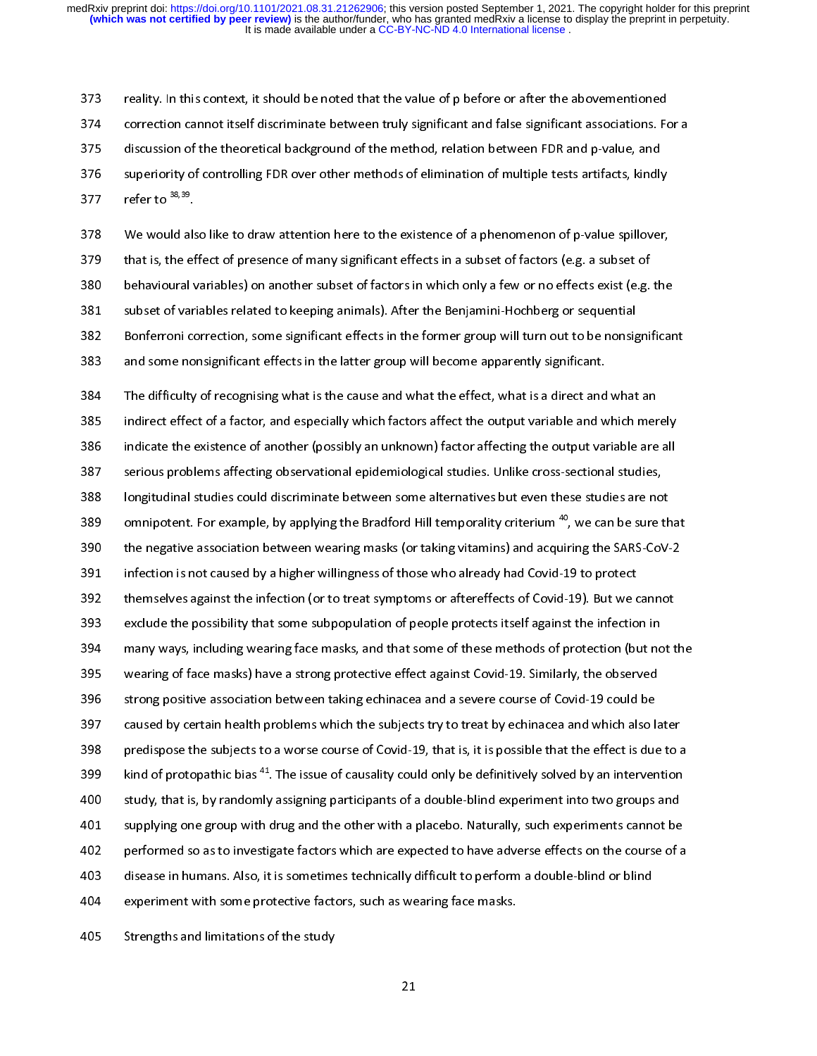reality. In this context, it should be noted that the value of p before or after the abovementioned correction cannot itself discriminate between truly significant and false significant associations. For a discussion of the theoretical background of the method, relation between FDR and p-value, and superiority of controlling FDR over other methods of elimination of multiple tests artifacts, kindly refer to [38,39].

We would also like to draw attention here to the existence of a phenomenon of p-value spillover, that is, the effect of presence of many significant effects in a subset of factors (e.g. a subset of behavioural variables) on another subset of factors in which only a few or no effects exist (e.g. the subset of variables related to keeping animals). After the Benjamini-Hochberg or sequential Bonferroni correction, some significant effects in the former group will turn out to be nonsignificant and some nonsignificant effects in the latter group will become apparently significant.

The difficulty of recognising what is the cause and what the effect, what is a direct and what an indirect effect of a factor, and especially which factors affect the output variable and which merely indicate the existence of another (possibly an unknown) factor affecting the output variable are all serious problems affecting observational epidemiological studies. Unlike cross-sectional studies, longitudinal studies could discriminate between some alternatives but even these studies are not omnipotent. For example, by applying the Bradford Hill temporality criterium [40], we can be sure that the negative association between wearing masks (or taking vitamins) and acquiring the SARS-CoV-2 infection is not caused by a higher willingness of those who already had Covid-19 to protect themselves against the infection (or to treat symptoms or aftereffects of Covid-19). But we cannot exclude the possibility that some subpopulation of people protects itself against the infection in many ways, including wearing face masks, and that some of these methods of protection (but not the wearing of face masks) have a strong protective effect against Covid-19. Similarly, the observed strong positive association between taking echinacea and a severe course of Covid-19 could be caused by certain health problems which the subjects try to treat by echinacea and which also later predispose the subjects to a worse course of Covid-19, that is, it is possible that the effect is due to a kind of protopathic bias [41]. The issue of causality could only be definitively solved by an intervention study, that is, by randomly assigning participants of a double-blind experiment into two groups and supplying one group with drug and the other with a placebo. Naturally, such experiments cannot be performed so as to investigate factors which are expected to have adverse effects on the course of a disease in humans. Also, it is sometimes technically difficult to perform a double-blind or blind experiment with some protective factors, such as wearing face masks.

Strengths and limitations of the study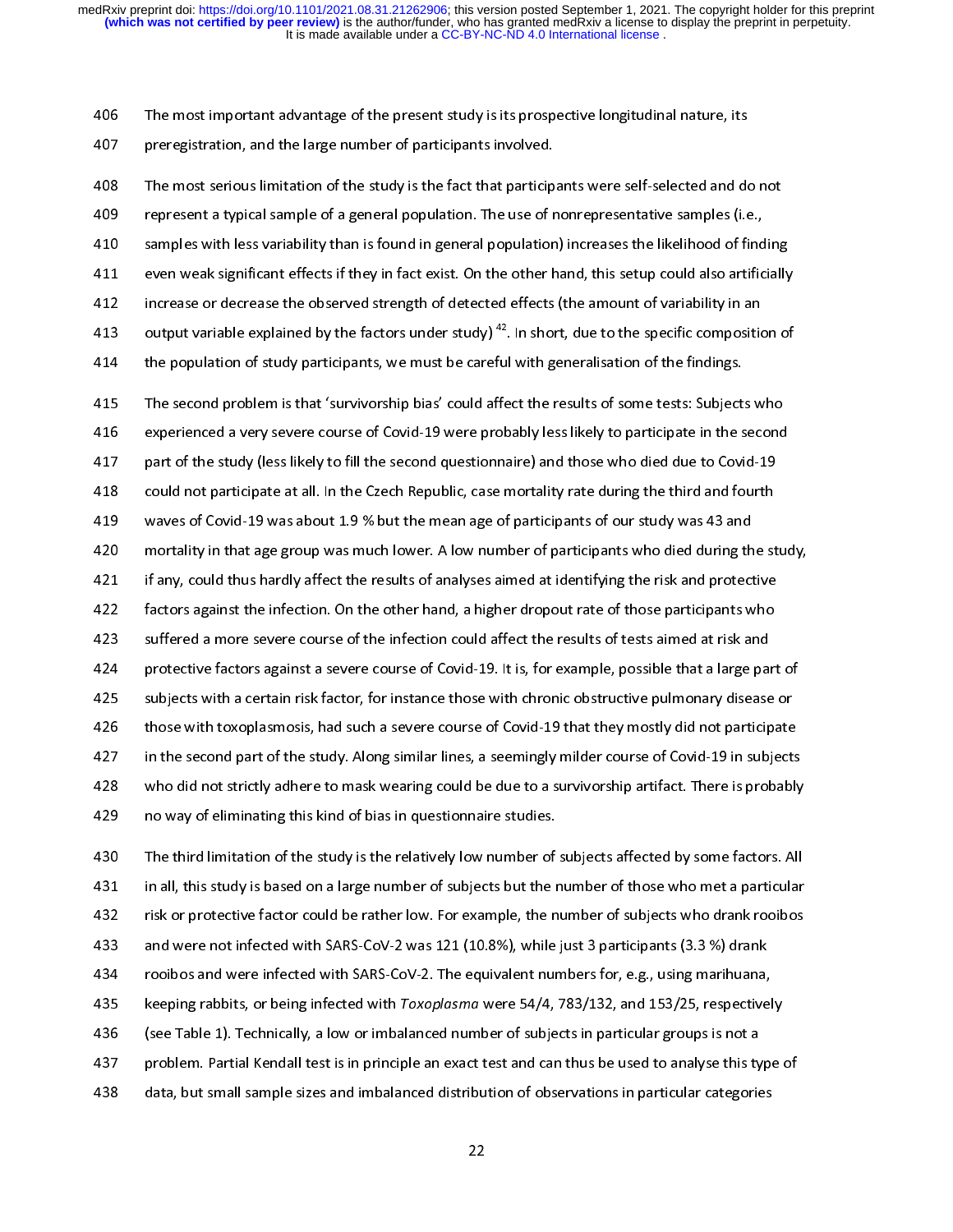The most important advantage of the present study is its prospective longitudinal nature, its preregistration, and the large number of participants involved.

The most serious limitation of the study is the fact that participants were self-selected and do not represent a typical sample of a general population. The use of nonrepresentative samples (i.e., samples with less variability than is found in general population) increases the likelihood of finding even weak significant effects if they in fact exist. On the other hand, this setup could also artificially increase or decrease the observed strength of detected effects (the amount of variability in an output variable explained by the factors under study) [42]. In short, due to the specific composition of the population of study participants, we must be careful with generalisation of the findings.

The second problem is that 'survivorship bias' could affect the results of some tests: Subjects who experienced a very severe course of Covid-19 were probably less likely to participate in the second part of the study (less likely to fill the second questionnaire) and those who died due to Covid-19 could not participate at all. In the Czech Republic, case mortality rate during the third and fourth waves of Covid-19 was about 1.9 % but the mean age of participants of our study was 43 and mortality in that age group was much lower. A low number of participants who died during the study, if any, could thus hardly affect the results of analyses aimed at identifying the risk and protective factors against the infection. On the other hand, a higher dropout rate of those participants who suffered a more severe course of the infection could affect the results of tests aimed at risk and protective factors against a severe course of Covid-19. It is, for example, possible that a large part of subjects with a certain risk factor, for instance those with chronic obstructive pulmonary disease or those with toxoplasmosis, had such a severe course of Covid-19 that they mostly did not participate in the second part of the study. Along similar lines, a seemingly milder course of Covid-19 in subjects who did not strictly adhere to mask wearing could be due to a survivorship artifact. There is probably no way of eliminating this kind of bias in questionnaire studies.

The third limitation of the study is the relatively low number of subjects affected by some factors. All in all, this study is based on a large number of subjects but the number of those who met a particular risk or protective factor could be rather low. For example, the number of subjects who drank rooibos and were not infected with SARS-CoV-2 was 121 (10.8%), while just 3 participants (3.3 %) drank rooibos and were infected with SARS-CoV-2. The equivalent numbers for, e.g., using marihuana, keeping rabbits, or being infected with *Toxoplasma* were 54/4, 783/132, and 153/25, respectively (see Table 1). Technically, a low or imbalanced number of subjects in particular groups is not a problem. Partial Kendall test is in principle an exact test and can thus be used to analyse this type of data, but small sample sizes and imbalanced distribution of observations in particular categories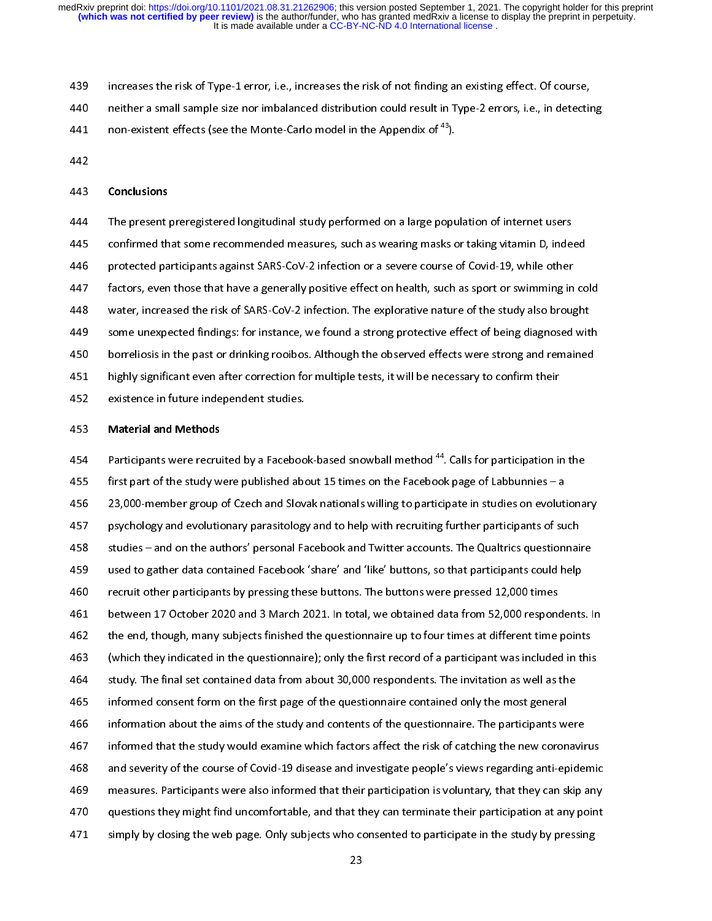increases the risk of Type-1 error, i.e., increases the risk of not finding an existing effect. Of course, neither a small sample size nor imbalanced distribution could result in Type-2 errors, i.e., in detecting non-existent effects (see the Monte-Carlo model in the Appendix of [43]).

## Conclusions

The present preregistered longitudinal study performed on a large population of internet users confirmed that some recommended measures, such as wearing masks or taking vitamin D, indeed protected participants against SARS-CoV-2 infection or a severe course of Covid-19, while other factors, even those that have a generally positive effect on health, such as sport or swimming in cold water, increased the risk of SARS-CoV-2 infection. The explorative nature of the study also brought some unexpected findings: for instance, we found a strong protective effect of being diagnosed with borreliosis in the past or drinking rooibos. Although the observed effects were strong and remained highly significant even after correction for multiple tests, it will be necessary to confirm their existence in future independent studies.

## Material and Methods

Participants were recruited by a Facebook-based snowball method [44]. Calls for participation in the first part of the study were published about 15 times on the Facebook page of Labbunnies – a 23,000-member group of Czech and Slovak nationals willing to participate in studies on evolutionary psychology and evolutionary parasitology and to help with recruiting further participants of such studies – and on the authors' personal Facebook and Twitter accounts. The Qualtrics questionnaire used to gather data contained Facebook 'share' and 'like' buttons, so that participants could help recruit other participants by pressing these buttons. The buttons were pressed 12,000 times between 17 October 2020 and 3 March 2021. In total, we obtained data from 52,000 respondents. In the end, though, many subjects finished the questionnaire up to four times at different time points (which they indicated in the questionnaire); only the first record of a participant was included in this study. The final set contained data from about 30,000 respondents. The invitation as well as the informed consent form on the first page of the questionnaire contained only the most general information about the aims of the study and contents of the questionnaire. The participants were informed that the study would examine which factors affect the risk of catching the new coronavirus and severity of the course of Covid-19 disease and investigate people's views regarding anti-epidemic measures. Participants were also informed that their participation is voluntary, that they can skip any questions they might find uncomfortable, and that they can terminate their participation at any point simply by closing the web page. Only subjects who consented to participate in the study by pressing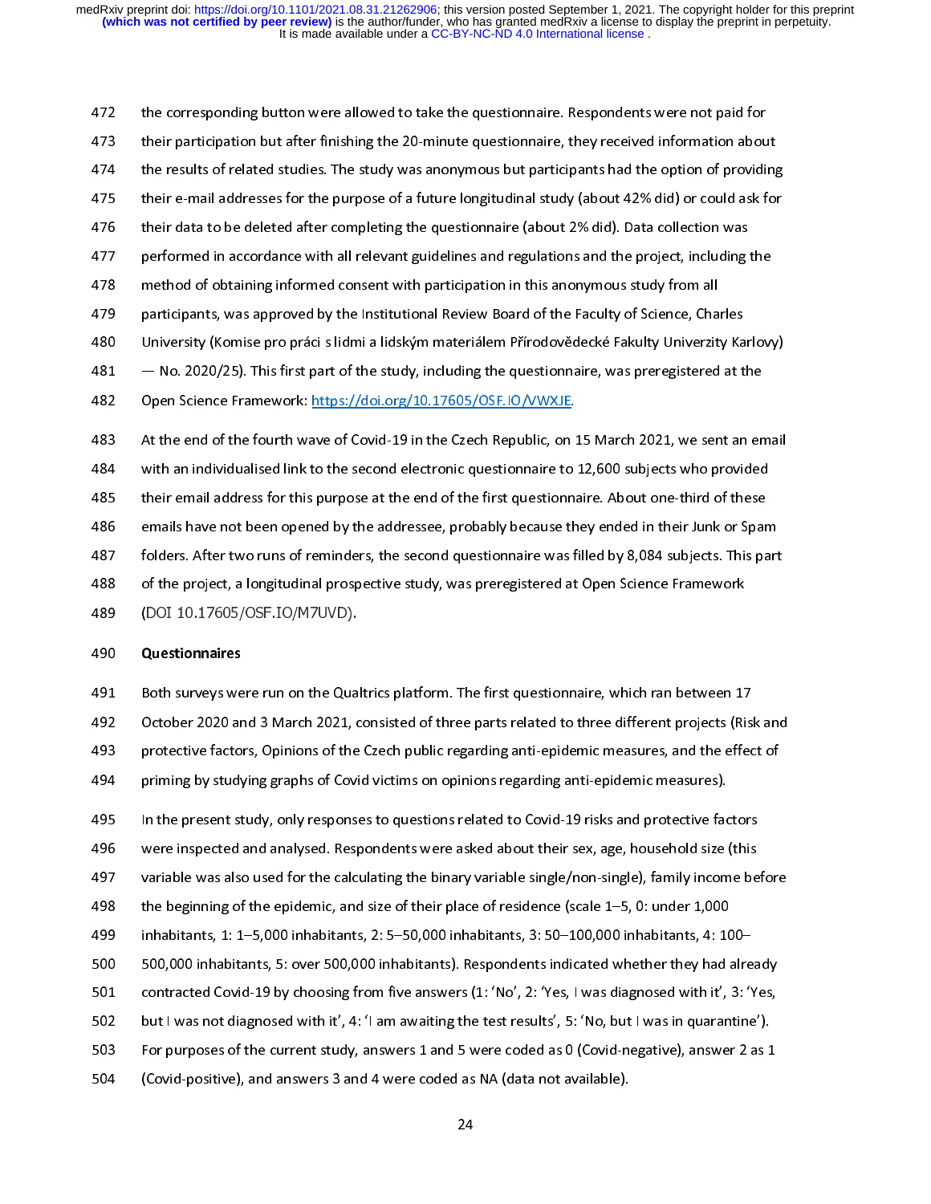the corresponding button were allowed to take the questionnaire. Respondents were not paid for their participation but after finishing the 20-minute questionnaire, they received information about the results of related studies. The study was anonymous but participants had the option of providing their e-mail addresses for the purpose of a future longitudinal study (about 42% did) or could ask for their data to be deleted after completing the questionnaire (about 2% did). Data collection was performed in accordance with all relevant guidelines and regulations and the project, including the method of obtaining informed consent with participation in this anonymous study from all participants, was approved by the Institutional Review Board of the Faculty of Science, Charles University (Komise pro práci s lidmi a lidským materiálem Přírodovědecké Fakulty Univerzity Karlovy) — No. 2020/25). This first part of the study, including the questionnaire, was preregistered at the Open Science Framework: https://doi.org/10.17605/OSF.IO/VWXJE.

At the end of the fourth wave of Covid-19 in the Czech Republic, on 15 March 2021, we sent an email with an individualised link to the second electronic questionnaire to 12,600 subjects who provided their email address for this purpose at the end of the first questionnaire. About one-third of these emails have not been opened by the addressee, probably because they ended in their Junk or Spam folders. After two runs of reminders, the second questionnaire was filled by 8,084 subjects. This part of the project, a longitudinal prospective study, was preregistered at Open Science Framework (DOI 10.17605/OSF.IO/M7UVD).

**Questionnaires**

Both surveys were run on the Qualtrics platform. The first questionnaire, which ran between 17 October 2020 and 3 March 2021, consisted of three parts related to three different projects (Risk and protective factors, Opinions of the Czech public regarding anti-epidemic measures, and the effect of priming by studying graphs of Covid victims on opinions regarding anti-epidemic measures).

In the present study, only responses to questions related to Covid-19 risks and protective factors were inspected and analysed. Respondents were asked about their sex, age, household size (this variable was also used for the calculating the binary variable single/non-single), family income before the beginning of the epidemic, and size of their place of residence (scale 1–5, 0: under 1,000 inhabitants, 1: 1–5,000 inhabitants, 2: 5–50,000 inhabitants, 3: 50–100,000 inhabitants, 4: 100–500,000 inhabitants, 5: over 500,000 inhabitants). Respondents indicated whether they had already contracted Covid-19 by choosing from five answers (1: 'No', 2: 'Yes, I was diagnosed with it', 3: 'Yes, but I was not diagnosed with it', 4: 'I am awaiting the test results', 5: 'No, but I was in quarantine'). For purposes of the current study, answers 1 and 5 were coded as 0 (Covid-negative), answer 2 as 1 (Covid-positive), and answers 3 and 4 were coded as NA (data not available).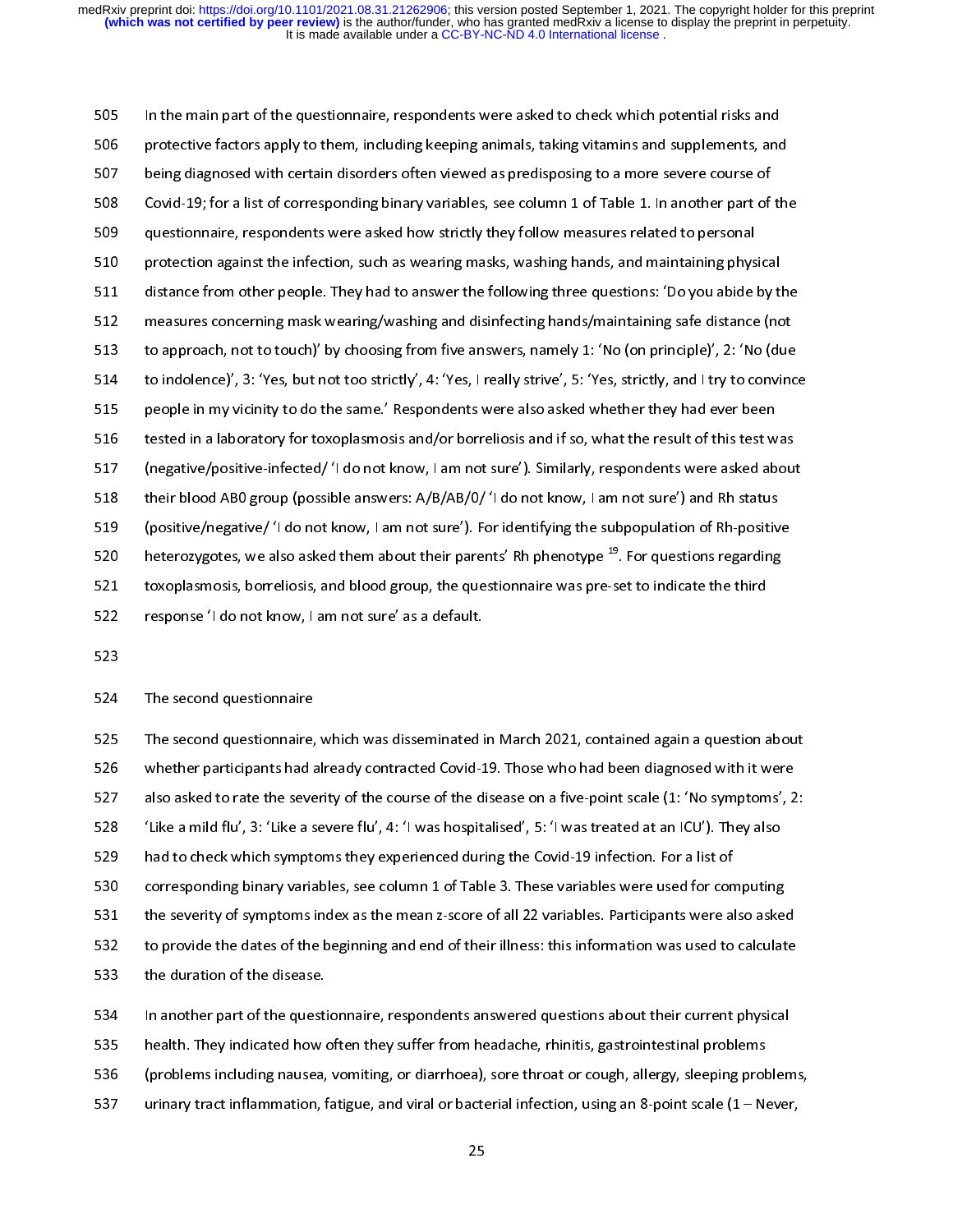In the main part of the questionnaire, respondents were asked to check which potential risks and protective factors apply to them, including keeping animals, taking vitamins and supplements, and being diagnosed with certain disorders often viewed as predisposing to a more severe course of Covid-19; for a list of corresponding binary variables, see column 1 of Table 1. In another part of the questionnaire, respondents were asked how strictly they follow measures related to personal protection against the infection, such as wearing masks, washing hands, and maintaining physical distance from other people. They had to answer the following three questions: 'Do you abide by the measures concerning mask wearing/washing and disinfecting hands/maintaining safe distance (not to approach, not to touch)' by choosing from five answers, namely 1: 'No (on principle)', 2: 'No (due to indolence)', 3: 'Yes, but not too strictly', 4: 'Yes, I really strive', 5: 'Yes, strictly, and I try to convince people in my vicinity to do the same.' Respondents were also asked whether they had ever been tested in a laboratory for toxoplasmosis and/or borreliosis and if so, what the result of this test was (negative/positive-infected/ 'I do not know, I am not sure'). Similarly, respondents were asked about their blood AB0 group (possible answers: A/B/AB/0/ 'I do not know, I am not sure') and Rh status (positive/negative/ 'I do not know, I am not sure'). For identifying the subpopulation of Rh-positive heterozygotes, we also asked them about their parents' Rh phenotype [19]. For questions regarding toxoplasmosis, borreliosis, and blood group, the questionnaire was pre-set to indicate the third response 'I do not know, I am not sure' as a default.

## The second questionnaire

The second questionnaire, which was disseminated in March 2021, contained again a question about whether participants had already contracted Covid-19. Those who had been diagnosed with it were also asked to rate the severity of the course of the disease on a five-point scale (1: 'No symptoms', 2: 'Like a mild flu', 3: 'Like a severe flu', 4: 'I was hospitalised', 5: 'I was treated at an ICU'). They also had to check which symptoms they experienced during the Covid-19 infection. For a list of corresponding binary variables, see column 1 of Table 3. These variables were used for computing the severity of symptoms index as the mean z-score of all 22 variables. Participants were also asked to provide the dates of the beginning and end of their illness: this information was used to calculate the duration of the disease.

In another part of the questionnaire, respondents answered questions about their current physical health. They indicated how often they suffer from headache, rhinitis, gastrointestinal problems (problems including nausea, vomiting, or diarrhoea), sore throat or cough, allergy, sleeping problems, urinary tract inflammation, fatigue, and viral or bacterial infection, using an 8-point scale (1 – Never,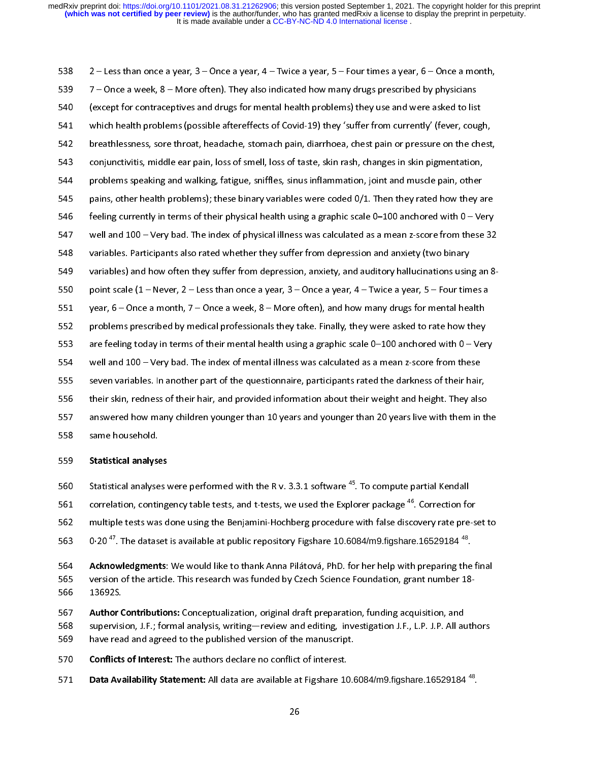2 – Less than once a year, 3 – Once a year, 4 – Twice a year, 5 – Four times a year, 6 – Once a month, 7 – Once a week, 8 – More often). They also indicated how many drugs prescribed by physicians (except for contraceptives and drugs for mental health problems) they use and were asked to list which health problems (possible aftereffects of Covid-19) they 'suffer from currently' (fever, cough, breathlessness, sore throat, headache, stomach pain, diarrhoea, chest pain or pressure on the chest, conjunctivitis, middle ear pain, loss of smell, loss of taste, skin rash, changes in skin pigmentation, problems speaking and walking, fatigue, sniffles, sinus inflammation, joint and muscle pain, other pains, other health problems); these binary variables were coded 0/1. Then they rated how they are feeling currently in terms of their physical health using a graphic scale 0–100 anchored with 0 – Very well and 100 – Very bad. The index of physical illness was calculated as a mean z-score from these 32 variables. Participants also rated whether they suffer from depression and anxiety (two binary variables) and how often they suffer from depression, anxiety, and auditory hallucinations using an 8-point scale (1 – Never, 2 – Less than once a year, 3 – Once a year, 4 – Twice a year, 5 – Four times a year, 6 – Once a month, 7 – Once a week, 8 – More often), and how many drugs for mental health problems prescribed by medical professionals they take. Finally, they were asked to rate how they are feeling today in terms of their mental health using a graphic scale 0–100 anchored with 0 – Very well and 100 – Very bad. The index of mental illness was calculated as a mean z-score from these seven variables. In another part of the questionnaire, participants rated the darkness of their hair, their skin, redness of their hair, and provided information about their weight and height. They also answered how many children younger than 10 years and younger than 20 years live with them in the same household.

### Statistical analyses

Statistical analyses were performed with the R v. 3.3.1 software [45]. To compute partial Kendall correlation, contingency table tests, and t-tests, we used the Explorer package [46]. Correction for multiple tests was done using the Benjamini-Hochberg procedure with false discovery rate pre-set to 0·20 [47]. The dataset is available at public repository Figshare 10.6084/m9.figshare.16529184 [48].

**Acknowledgments**: We would like to thank Anna Pilátová, PhD. for her help with preparing the final version of the article. This research was funded by Czech Science Foundation, grant number 18-13692S.

**Author Contributions:** Conceptualization, original draft preparation, funding acquisition, and supervision, J.F.; formal analysis, writing—review and editing, investigation J.F., L.P. J.P. All authors have read and agreed to the published version of the manuscript.

**Conflicts of Interest:** The authors declare no conflict of interest.

**Data Availability Statement:** All data are available at Figshare 10.6084/m9.figshare.16529184 [48].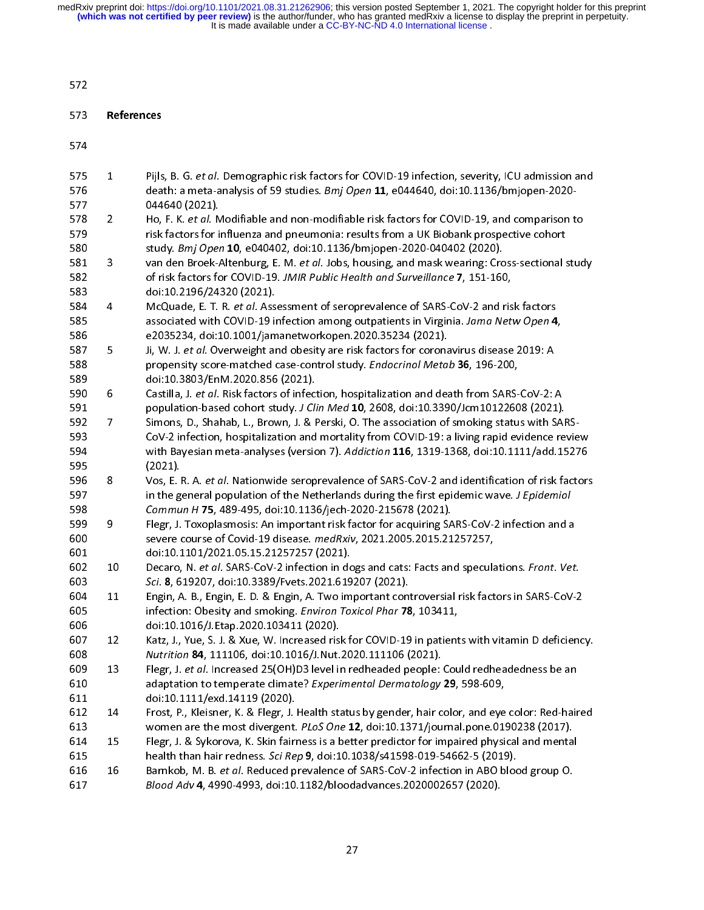## References

1. Pijls, B. G. *et al.* Demographic risk factors for COVID-19 infection, severity, ICU admission and death: a meta-analysis of 59 studies. *Bmj Open* **11**, e044640, doi:10.1136/bmjopen-2020-044640 (2021).
2. Ho, F. K. *et al.* Modifiable and non-modifiable risk factors for COVID-19, and comparison to risk factors for influenza and pneumonia: results from a UK Biobank prospective cohort study. *Bmj Open* **10**, e040402, doi:10.1136/bmjopen-2020-040402 (2020).
3. van den Broek-Altenburg, E. M. *et al.* Jobs, housing, and mask wearing: Cross-sectional study of risk factors for COVID-19. *JMIR Public Health and Surveillance* **7**, 151-160, doi:10.2196/24320 (2021).
4. McQuade, E. T. R. *et al.* Assessment of seroprevalence of SARS-CoV-2 and risk factors associated with COVID-19 infection among outpatients in Virginia. *Jama Netw Open* **4**, e2035234, doi:10.1001/jamanetworkopen.2020.35234 (2021).
5. Ji, W. J. *et al.* Overweight and obesity are risk factors for coronavirus disease 2019: A propensity score-matched case-control study. *Endocrinol Metab* **36**, 196-200, doi:10.3803/EnM.2020.856 (2021).
6. Castilla, J. *et al.* Risk factors of infection, hospitalization and death from SARS-CoV-2: A population-based cohort study. *J Clin Med* **10**, 2608, doi:10.3390/Jcm10122608 (2021).
7. Simons, D., Shahab, L., Brown, J. & Perski, O. The association of smoking status with SARS-CoV-2 infection, hospitalization and mortality from COVID-19: a living rapid evidence review with Bayesian meta-analyses (version 7). *Addiction* **116**, 1319-1368, doi:10.1111/add.15276 (2021).
8. Vos, E. R. A. *et al.* Nationwide seroprevalence of SARS-CoV-2 and identification of risk factors in the general population of the Netherlands during the first epidemic wave. *J Epidemiol Commun H* **75**, 489-495, doi:10.1136/jech-2020-215678 (2021).
9. Flegr, J. Toxoplasmosis: An important risk factor for acquiring SARS-CoV-2 infection and a severe course of Covid-19 disease. *medRxiv*, 2021.2005.2015.21257257, doi:10.1101/2021.05.15.21257257 (2021).
10. Decaro, N. *et al.* SARS-CoV-2 infection in dogs and cats: Facts and speculations. *Front. Vet. Sci.* **8**, 619207, doi:10.3389/Fvets.2021.619207 (2021).
11. Engin, A. B., Engin, E. D. & Engin, A. Two important controversial risk factors in SARS-CoV-2 infection: Obesity and smoking. *Environ Toxicol Phar* **78**, 103411, doi:10.1016/J.Etap.2020.103411 (2020).
12. Katz, J., Yue, S. J. & Xue, W. Increased risk for COVID-19 in patients with vitamin D deficiency. *Nutrition* **84**, 111106, doi:10.1016/J.Nut.2020.111106 (2021).
13. Flegr, J. *et al.* Increased 25(OH)D3 level in redheaded people: Could redheadedness be an adaptation to temperate climate? *Experimental Dermatology* **29**, 598-609, doi:10.1111/exd.14119 (2020).
14. Frost, P., Kleisner, K. & Flegr, J. Health status by gender, hair color, and eye color: Red-haired women are the most divergent. *PLoS One* **12**, doi:10.1371/journal.pone.0190238 (2017).
15. Flegr, J. & Sykorova, K. Skin fairness is a better predictor for impaired physical and mental health than hair redness. *Sci Rep* **9**, doi:10.1038/s41598-019-54662-5 (2019).
16. Barnkob, M. B. *et al.* Reduced prevalence of SARS-CoV-2 infection in ABO blood group O. *Blood Adv* **4**, 4990-4993, doi:10.1182/bloodadvances.2020002657 (2020).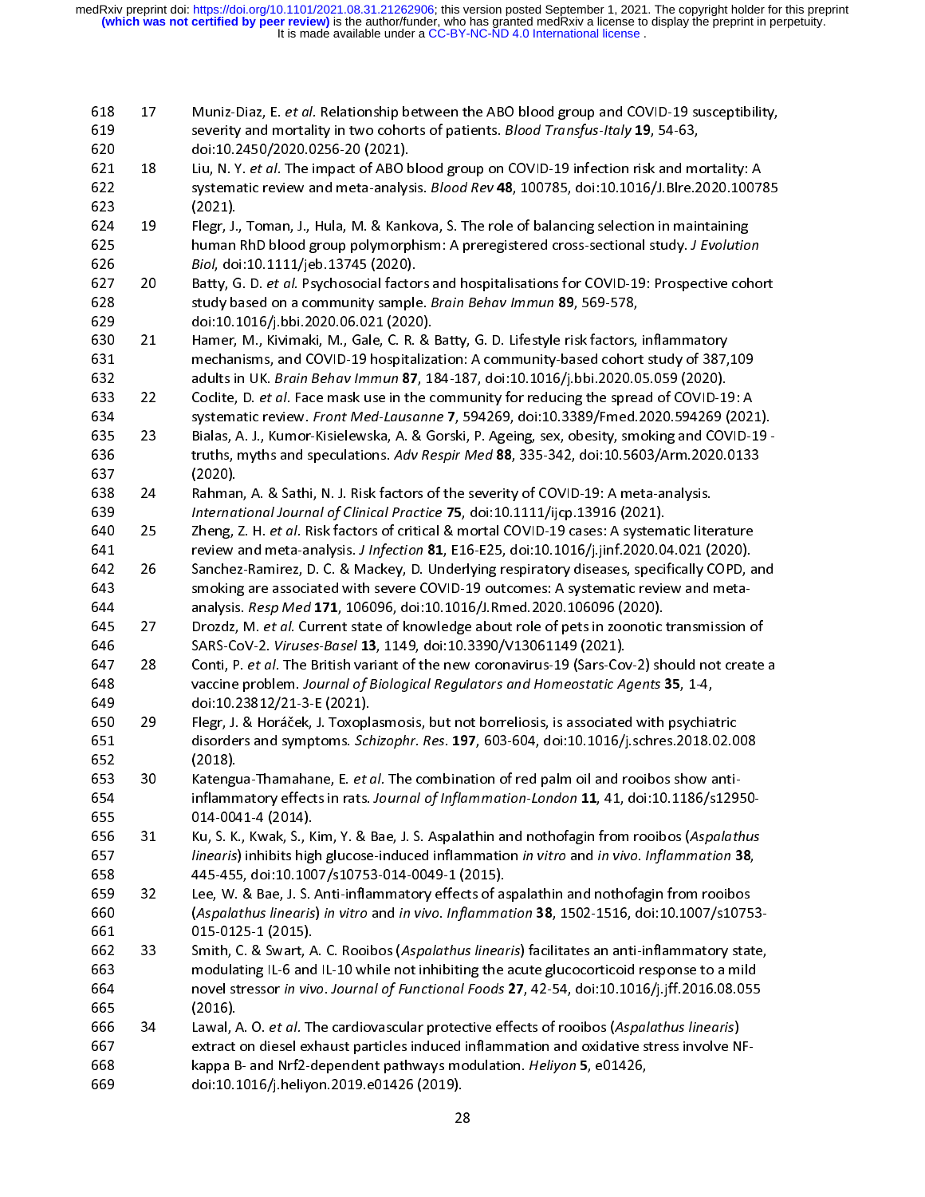17. Muniz-Diaz, E. *et al.* Relationship between the ABO blood group and COVID-19 susceptibility, severity and mortality in two cohorts of patients. *Blood Transfus-Italy* **19**, 54-63, doi:10.2450/2020.0256-20 (2021).
18. Liu, N. Y. *et al.* The impact of ABO blood group on COVID-19 infection risk and mortality: A systematic review and meta-analysis. *Blood Rev* **48**, 100785, doi:10.1016/J.Blre.2020.100785 (2021).
19. Flegr, J., Toman, J., Hula, M. & Kankova, S. The role of balancing selection in maintaining human RhD blood group polymorphism: A preregistered cross-sectional study. *J Evolution Biol*, doi:10.1111/jeb.13745 (2020).
20. Batty, G. D. *et al.* Psychosocial factors and hospitalisations for COVID-19: Prospective cohort study based on a community sample. *Brain Behav Immun* **89**, 569-578, doi:10.1016/j.bbi.2020.06.021 (2020).
21. Hamer, M., Kivimaki, M., Gale, C. R. & Batty, G. D. Lifestyle risk factors, inflammatory mechanisms, and COVID-19 hospitalization: A community-based cohort study of 387,109 adults in UK. *Brain Behav Immun* **87**, 184-187, doi:10.1016/j.bbi.2020.05.059 (2020).
22. Coclite, D. *et al.* Face mask use in the community for reducing the spread of COVID-19: A systematic review. *Front Med-Lausanne* **7**, 594269, doi:10.3389/Fmed.2020.594269 (2021).
23. Bialas, A. J., Kumor-Kisielewska, A. & Gorski, P. Ageing, sex, obesity, smoking and COVID-19 - truths, myths and speculations. *Adv Respir Med* **88**, 335-342, doi:10.5603/Arm.2020.0133 (2020).
24. Rahman, A. & Sathi, N. J. Risk factors of the severity of COVID-19: A meta-analysis. *International Journal of Clinical Practice* **75**, doi:10.1111/ijcp.13916 (2021).
25. Zheng, Z. H. *et al.* Risk factors of critical & mortal COVID-19 cases: A systematic literature review and meta-analysis. *J Infection* **81**, E16-E25, doi:10.1016/j.jinf.2020.04.021 (2020).
26. Sanchez-Ramirez, D. C. & Mackey, D. Underlying respiratory diseases, specifically COPD, and smoking are associated with severe COVID-19 outcomes: A systematic review and meta-analysis. *Resp Med* **171**, 106096, doi:10.1016/J.Rmed.2020.106096 (2020).
27. Drozdz, M. *et al.* Current state of knowledge about role of pets in zoonotic transmission of SARS-CoV-2. *Viruses-Basel* **13**, 1149, doi:10.3390/V13061149 (2021).
28. Conti, P. *et al.* The British variant of the new coronavirus-19 (Sars-Cov-2) should not create a vaccine problem. *Journal of Biological Regulators and Homeostatic Agents* **35**, 1-4, doi:10.23812/21-3-E (2021).
29. Flegr, J. & Horáček, J. Toxoplasmosis, but not borreliosis, is associated with psychiatric disorders and symptoms. *Schizophr. Res.* **197**, 603-604, doi:10.1016/j.schres.2018.02.008 (2018).
30. Katengua-Thamahane, E. *et al.* The combination of red palm oil and rooibos show anti-inflammatory effects in rats. *Journal of Inflammation-London* **11**, 41, doi:10.1186/s12950-014-0041-4 (2014).
31. Ku, S. K., Kwak, S., Kim, Y. & Bae, J. S. Aspalathin and nothofagin from rooibos (*Aspalathus linearis*) inhibits high glucose-induced inflammation *in vitro* and *in vivo*. *Inflammation* **38**, 445-455, doi:10.1007/s10753-014-0049-1 (2015).
32. Lee, W. & Bae, J. S. Anti-inflammatory effects of aspalathin and nothofagin from rooibos (*Aspalathus linearis*) *in vitro* and *in vivo*. *Inflammation* **38**, 1502-1516, doi:10.1007/s10753-015-0125-1 (2015).
33. Smith, C. & Swart, A. C. Rooibos (*Aspalathus linearis*) facilitates an anti-inflammatory state, modulating IL-6 and IL-10 while not inhibiting the acute glucocorticoid response to a mild novel stressor *in vivo*. *Journal of Functional Foods* **27**, 42-54, doi:10.1016/j.jff.2016.08.055 (2016).
34. Lawal, A. O. *et al.* The cardiovascular protective effects of rooibos (*Aspalathus linearis*) extract on diesel exhaust particles induced inflammation and oxidative stress involve NF-kappa B- and Nrf2-dependent pathways modulation. *Heliyon* **5**, e01426, doi:10.1016/j.heliyon.2019.e01426 (2019).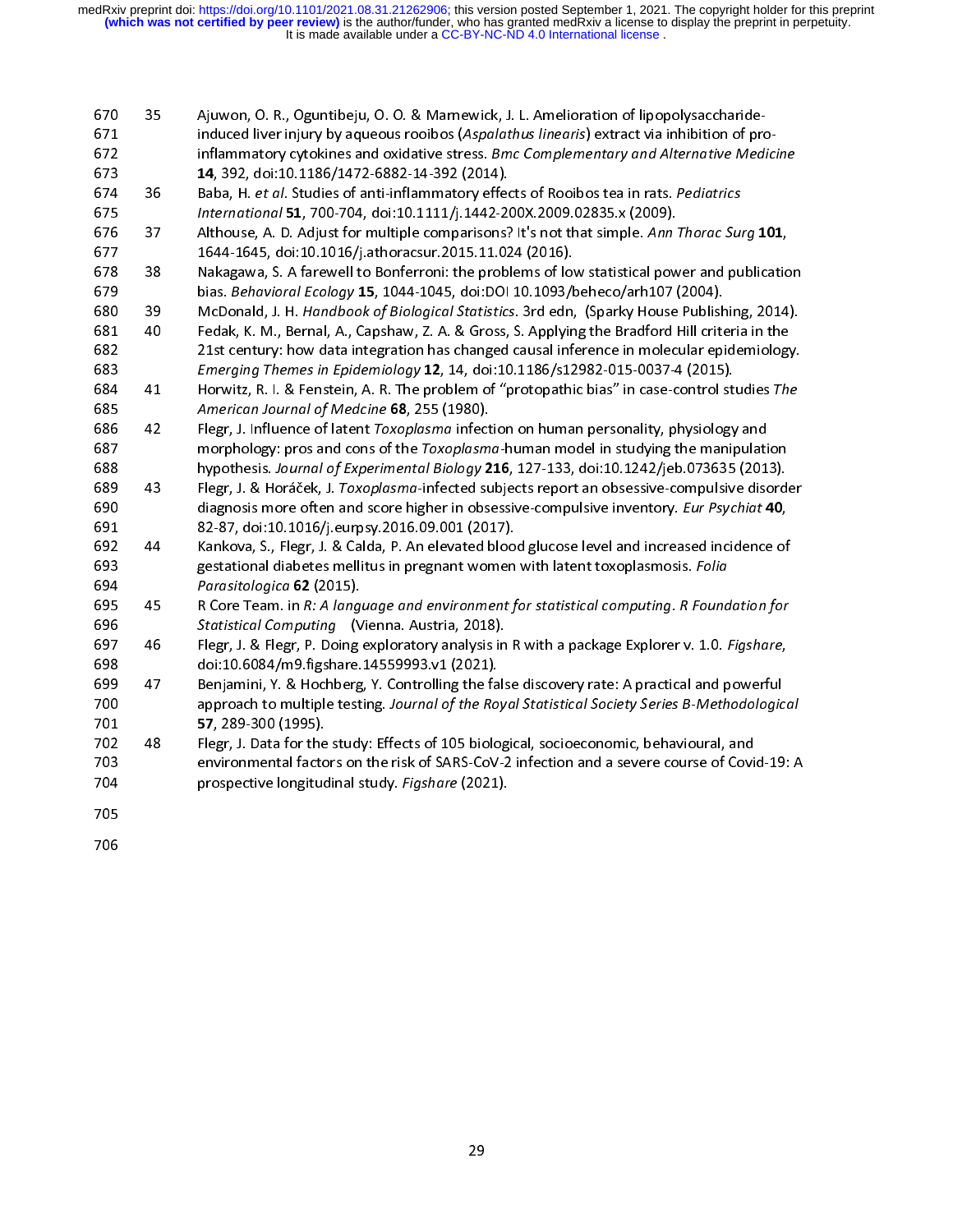35. Ajuwon, O. R., Oguntibeju, O. O. & Marnewick, J. L. Amelioration of lipopolysaccharide-induced liver injury by aqueous rooibos (*Aspalathus linearis*) extract via inhibition of pro-inflammatory cytokines and oxidative stress. *Bmc Complementary and Alternative Medicine* **14**, 392, doi:10.1186/1472-6882-14-392 (2014).
36. Baba, H. *et al*. Studies of anti-inflammatory effects of Rooibos tea in rats. *Pediatrics International* **51**, 700-704, doi:10.1111/j.1442-200X.2009.02835.x (2009).
37. Althouse, A. D. Adjust for multiple comparisons? It's not that simple. *Ann Thorac Surg* **101**, 1644-1645, doi:10.1016/j.athoracsur.2015.11.024 (2016).
38. Nakagawa, S. A farewell to Bonferroni: the problems of low statistical power and publication bias. *Behavioral Ecology* **15**, 1044-1045, doi:DOI 10.1093/beheco/arh107 (2004).
39. McDonald, J. H. *Handbook of Biological Statistics*. 3rd edn, (Sparky House Publishing, 2014).
40. Fedak, K. M., Bernal, A., Capshaw, Z. A. & Gross, S. Applying the Bradford Hill criteria in the 21st century: how data integration has changed causal inference in molecular epidemiology. *Emerging Themes in Epidemiology* **12**, 14, doi:10.1186/s12982-015-0037-4 (2015).
41. Horwitz, R. I. & Fenstein, A. R. The problem of "protopathic bias" in case-control studies *The American Journal of Medcine* **68**, 255 (1980).
42. Flegr, J. Influence of latent *Toxoplasma* infection on human personality, physiology and morphology: pros and cons of the *Toxoplasma*-human model in studying the manipulation hypothesis. *Journal of Experimental Biology* **216**, 127-133, doi:10.1242/jeb.073635 (2013).
43. Flegr, J. & Horáček, J. *Toxoplasma*-infected subjects report an obsessive-compulsive disorder diagnosis more often and score higher in obsessive-compulsive inventory. *Eur Psychiat* **40**, 82-87, doi:10.1016/j.eurpsy.2016.09.001 (2017).
44. Kankova, S., Flegr, J. & Calda, P. An elevated blood glucose level and increased incidence of gestational diabetes mellitus in pregnant women with latent toxoplasmosis. *Folia Parasitologica* **62** (2015).
45. R Core Team. in *R: A language and environment for statistical computing*. *R Foundation for Statistical Computing* (Vienna. Austria, 2018).
46. Flegr, J. & Flegr, P. Doing exploratory analysis in R with a package Explorer v. 1.0. *Figshare*, doi:10.6084/m9.figshare.14559993.v1 (2021).
47. Benjamini, Y. & Hochberg, Y. Controlling the false discovery rate: A practical and powerful approach to multiple testing. *Journal of the Royal Statistical Society Series B-Methodological* **57**, 289-300 (1995).
48. Flegr, J. Data for the study: Effects of 105 biological, socioeconomic, behavioural, and environmental factors on the risk of SARS-CoV-2 infection and a severe course of Covid-19: A prospective longitudinal study. *Figshare* (2021).